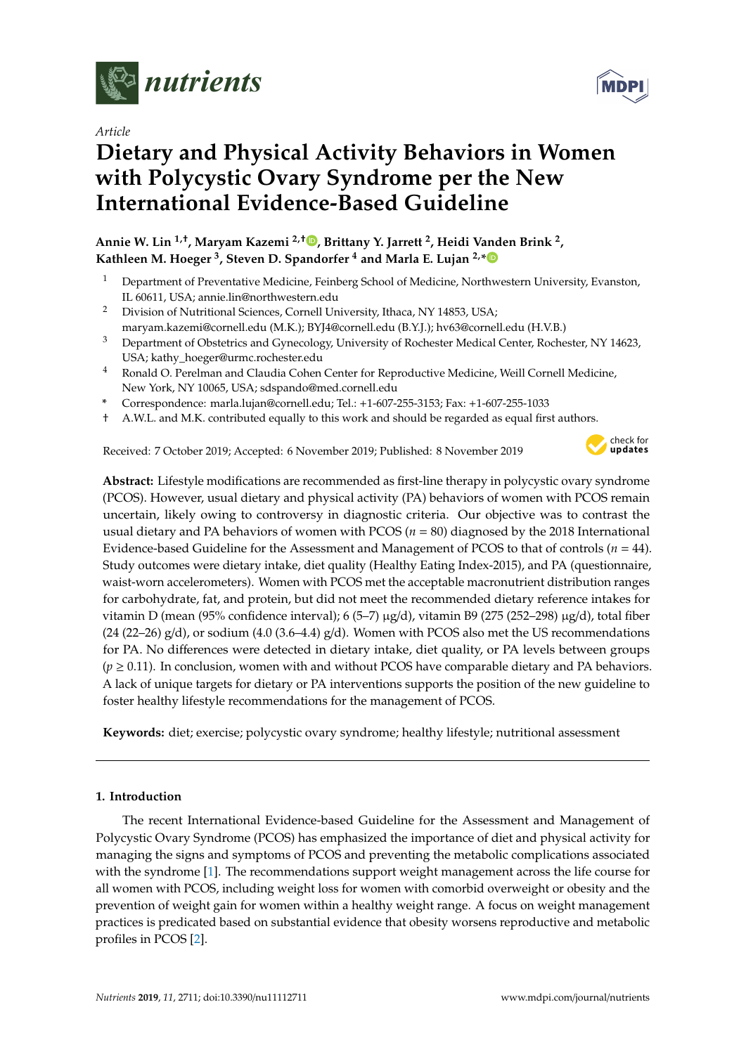Article

# Dietary and Physical Activity Behaviors in Women with Polycystic Ovary Syndrome per the New International Evidence-Based Guideline

**Annie W. Lin [1,†], Maryam Kazemi [2,†], Brittany Y. Jarrett [2], Heidi Vanden Brink [2], Kathleen M. Hoeger [3], Steven D. Spandorfer [4] and Marla E. Lujan [2,*]**

[1] Department of Preventative Medicine, Feinberg School of Medicine, Northwestern University, Evanston, IL 60611, USA; annie.lin@northwestern.edu

[2] Division of Nutritional Sciences, Cornell University, Ithaca, NY 14853, USA; maryam.kazemi@cornell.edu (M.K.); BYJ4@cornell.edu (B.Y.J.); hv63@cornell.edu (H.V.B.)

[3] Department of Obstetrics and Gynecology, University of Rochester Medical Center, Rochester, NY 14623, USA; kathy_hoeger@urmc.rochester.edu

[4] Ronald O. Perelman and Claudia Cohen Center for Reproductive Medicine, Weill Cornell Medicine, New York, NY 10065, USA; sdspando@med.cornell.edu

\* Correspondence: marla.lujan@cornell.edu; Tel.: +1-607-255-3153; Fax: +1-607-255-1033

† A.W.L. and M.K. contributed equally to this work and should be regarded as equal first authors.

Received: 7 October 2019; Accepted: 6 November 2019; Published: 8 November 2019

**Abstract:** Lifestyle modifications are recommended as first-line therapy in polycystic ovary syndrome (PCOS). However, usual dietary and physical activity (PA) behaviors of women with PCOS remain uncertain, likely owing to controversy in diagnostic criteria. Our objective was to contrast the usual dietary and PA behaviors of women with PCOS ($n$ = 80) diagnosed by the 2018 International Evidence-based Guideline for the Assessment and Management of PCOS to that of controls ($n$ = 44). Study outcomes were dietary intake, diet quality (Healthy Eating Index-2015), and PA (questionnaire, waist-worn accelerometers). Women with PCOS met the acceptable macronutrient distribution ranges for carbohydrate, fat, and protein, but did not meet the recommended dietary reference intakes for vitamin D (mean (95% confidence interval); 6 (5–7) μg/d), vitamin B9 (275 (252–298) μg/d), total fiber (24 (22–26) g/d), or sodium (4.0 (3.6–4.4) g/d). Women with PCOS also met the US recommendations for PA. No differences were detected in dietary intake, diet quality, or PA levels between groups ($p \geq 0.11$). In conclusion, women with and without PCOS have comparable dietary and PA behaviors. A lack of unique targets for dietary or PA interventions supports the position of the new guideline to foster healthy lifestyle recommendations for the management of PCOS.

**Keywords:** diet; exercise; polycystic ovary syndrome; healthy lifestyle; nutritional assessment

## 1. Introduction

The recent International Evidence-based Guideline for the Assessment and Management of Polycystic Ovary Syndrome (PCOS) has emphasized the importance of diet and physical activity for managing the signs and symptoms of PCOS and preventing the metabolic complications associated with the syndrome [1]. The recommendations support weight management across the life course for all women with PCOS, including weight loss for women with comorbid overweight or obesity and the prevention of weight gain for women within a healthy weight range. A focus on weight management practices is predicated based on substantial evidence that obesity worsens reproductive and metabolic profiles in PCOS [2].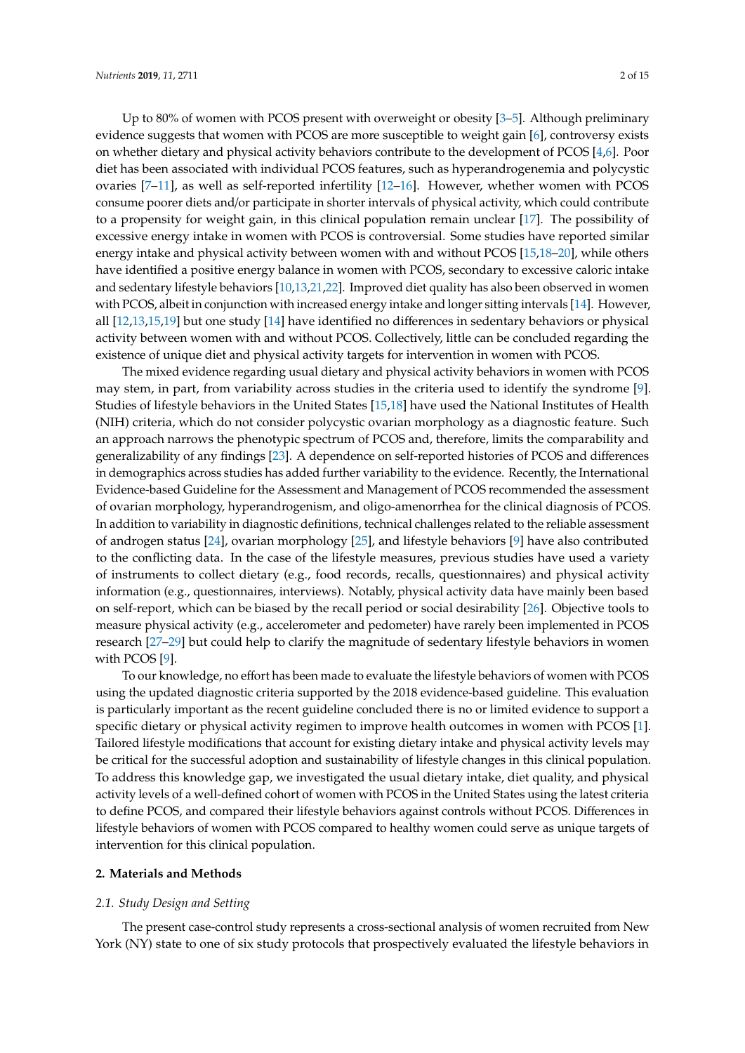Up to 80% of women with PCOS present with overweight or obesity [3–5]. Although preliminary evidence suggests that women with PCOS are more susceptible to weight gain [6], controversy exists on whether dietary and physical activity behaviors contribute to the development of PCOS [4,6]. Poor diet has been associated with individual PCOS features, such as hyperandrogenemia and polycystic ovaries [7–11], as well as self-reported infertility [12–16]. However, whether women with PCOS consume poorer diets and/or participate in shorter intervals of physical activity, which could contribute to a propensity for weight gain, in this clinical population remain unclear [17]. The possibility of excessive energy intake in women with PCOS is controversial. Some studies have reported similar energy intake and physical activity between women with and without PCOS [15,18–20], while others have identified a positive energy balance in women with PCOS, secondary to excessive caloric intake and sedentary lifestyle behaviors [10,13,21,22]. Improved diet quality has also been observed in women with PCOS, albeit in conjunction with increased energy intake and longer sitting intervals [14]. However, all [12,13,15,19] but one study [14] have identified no differences in sedentary behaviors or physical activity between women with and without PCOS. Collectively, little can be concluded regarding the existence of unique diet and physical activity targets for intervention in women with PCOS.

The mixed evidence regarding usual dietary and physical activity behaviors in women with PCOS may stem, in part, from variability across studies in the criteria used to identify the syndrome [9]. Studies of lifestyle behaviors in the United States [15,18] have used the National Institutes of Health (NIH) criteria, which do not consider polycystic ovarian morphology as a diagnostic feature. Such an approach narrows the phenotypic spectrum of PCOS and, therefore, limits the comparability and generalizability of any findings [23]. A dependence on self-reported histories of PCOS and differences in demographics across studies has added further variability to the evidence. Recently, the International Evidence-based Guideline for the Assessment and Management of PCOS recommended the assessment of ovarian morphology, hyperandrogenism, and oligo-amenorrhea for the clinical diagnosis of PCOS. In addition to variability in diagnostic definitions, technical challenges related to the reliable assessment of androgen status [24], ovarian morphology [25], and lifestyle behaviors [9] have also contributed to the conflicting data. In the case of the lifestyle measures, previous studies have used a variety of instruments to collect dietary (e.g., food records, recalls, questionnaires) and physical activity information (e.g., questionnaires, interviews). Notably, physical activity data have mainly been based on self-report, which can be biased by the recall period or social desirability [26]. Objective tools to measure physical activity (e.g., accelerometer and pedometer) have rarely been implemented in PCOS research [27–29] but could help to clarify the magnitude of sedentary lifestyle behaviors in women with PCOS [9].

To our knowledge, no effort has been made to evaluate the lifestyle behaviors of women with PCOS using the updated diagnostic criteria supported by the 2018 evidence-based guideline. This evaluation is particularly important as the recent guideline concluded there is no or limited evidence to support a specific dietary or physical activity regimen to improve health outcomes in women with PCOS [1]. Tailored lifestyle modifications that account for existing dietary intake and physical activity levels may be critical for the successful adoption and sustainability of lifestyle changes in this clinical population. To address this knowledge gap, we investigated the usual dietary intake, diet quality, and physical activity levels of a well-defined cohort of women with PCOS in the United States using the latest criteria to define PCOS, and compared their lifestyle behaviors against controls without PCOS. Differences in lifestyle behaviors of women with PCOS compared to healthy women could serve as unique targets of intervention for this clinical population.

## 2. Materials and Methods

### 2.1. Study Design and Setting

The present case-control study represents a cross-sectional analysis of women recruited from New York (NY) state to one of six study protocols that prospectively evaluated the lifestyle behaviors in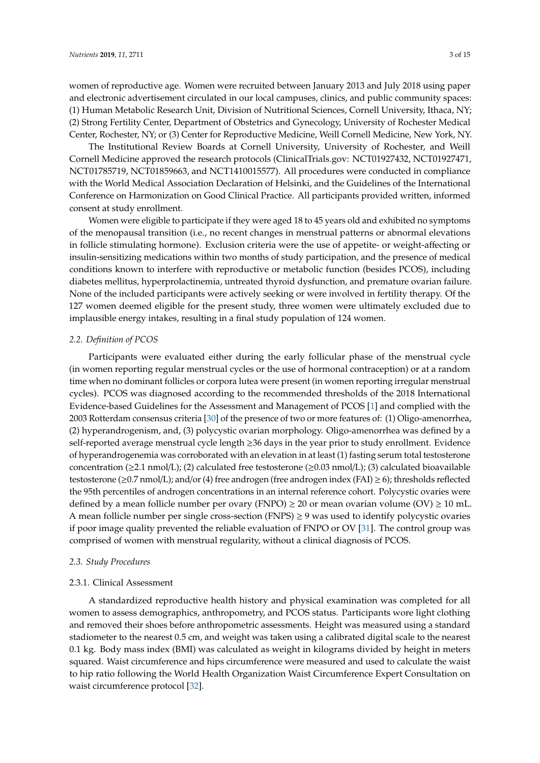women of reproductive age. Women were recruited between January 2013 and July 2018 using paper and electronic advertisement circulated in our local campuses, clinics, and public community spaces: (1) Human Metabolic Research Unit, Division of Nutritional Sciences, Cornell University, Ithaca, NY; (2) Strong Fertility Center, Department of Obstetrics and Gynecology, University of Rochester Medical Center, Rochester, NY; or (3) Center for Reproductive Medicine, Weill Cornell Medicine, New York, NY.

The Institutional Review Boards at Cornell University, University of Rochester, and Weill Cornell Medicine approved the research protocols (ClinicalTrials.gov: NCT01927432, NCT01927471, NCT01785719, NCT01859663, and NCT1410015577). All procedures were conducted in compliance with the World Medical Association Declaration of Helsinki, and the Guidelines of the International Conference on Harmonization on Good Clinical Practice. All participants provided written, informed consent at study enrollment.

Women were eligible to participate if they were aged 18 to 45 years old and exhibited no symptoms of the menopausal transition (i.e., no recent changes in menstrual patterns or abnormal elevations in follicle stimulating hormone). Exclusion criteria were the use of appetite- or weight-affecting or insulin-sensitizing medications within two months of study participation, and the presence of medical conditions known to interfere with reproductive or metabolic function (besides PCOS), including diabetes mellitus, hyperprolactinemia, untreated thyroid dysfunction, and premature ovarian failure. None of the included participants were actively seeking or were involved in fertility therapy. Of the 127 women deemed eligible for the present study, three women were ultimately excluded due to implausible energy intakes, resulting in a final study population of 124 women.

### *2.2. Definition of PCOS*

Participants were evaluated either during the early follicular phase of the menstrual cycle (in women reporting regular menstrual cycles or the use of hormonal contraception) or at a random time when no dominant follicles or corpora lutea were present (in women reporting irregular menstrual cycles). PCOS was diagnosed according to the recommended thresholds of the 2018 International Evidence-based Guidelines for the Assessment and Management of PCOS [1] and complied with the 2003 Rotterdam consensus criteria [30] of the presence of two or more features of: (1) Oligo-amenorrhea, (2) hyperandrogenism, and, (3) polycystic ovarian morphology. Oligo-amenorrhea was defined by a self-reported average menstrual cycle length $\geq$36 days in the year prior to study enrollment. Evidence of hyperandrogenemia was corroborated with an elevation in at least (1) fasting serum total testosterone concentration ($\geq$2.1 nmol/L); (2) calculated free testosterone ($\geq$0.03 nmol/L); (3) calculated bioavailable testosterone ($\geq$0.7 nmol/L); and/or (4) free androgen (free androgen index (FAI) $\geq$ 6); thresholds reflected the 95th percentiles of androgen concentrations in an internal reference cohort. Polycystic ovaries were defined by a mean follicle number per ovary (FNPO) $\geq$ 20 or mean ovarian volume (OV) $\geq$ 10 mL. A mean follicle number per single cross-section (FNPS) $\geq$ 9 was used to identify polycystic ovaries if poor image quality prevented the reliable evaluation of FNPO or OV [31]. The control group was comprised of women with menstrual regularity, without a clinical diagnosis of PCOS.

### *2.3. Study Procedures*

#### 2.3.1. Clinical Assessment

A standardized reproductive health history and physical examination was completed for all women to assess demographics, anthropometry, and PCOS status. Participants wore light clothing and removed their shoes before anthropometric assessments. Height was measured using a standard stadiometer to the nearest 0.5 cm, and weight was taken using a calibrated digital scale to the nearest 0.1 kg. Body mass index (BMI) was calculated as weight in kilograms divided by height in meters squared. Waist circumference and hips circumference were measured and used to calculate the waist to hip ratio following the World Health Organization Waist Circumference Expert Consultation on waist circumference protocol [32].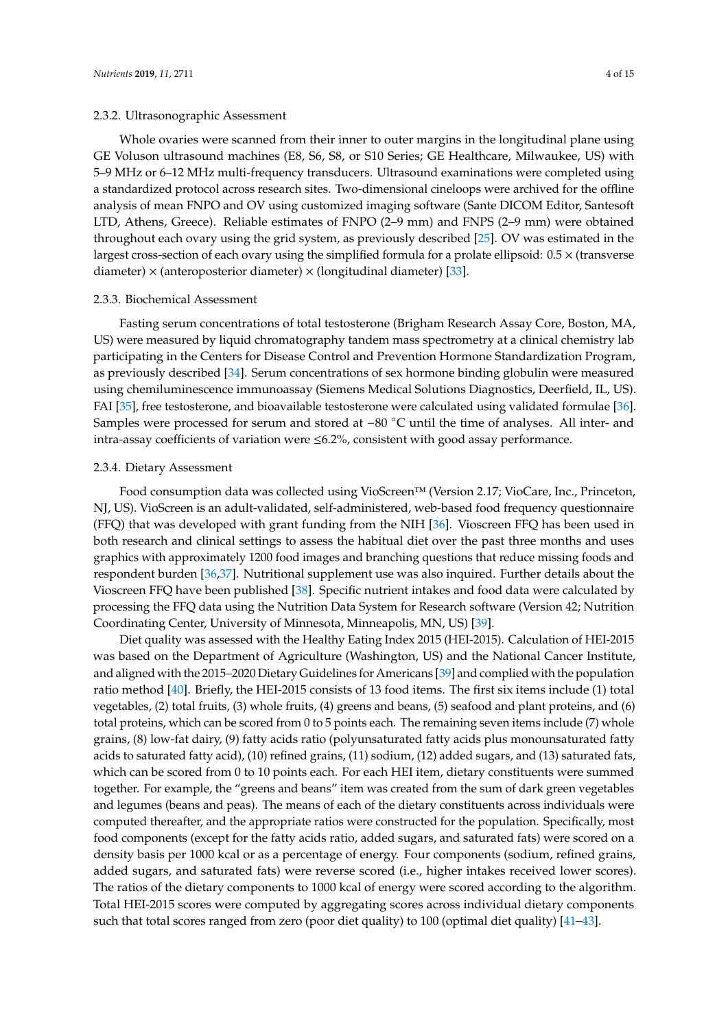#### 2.3.2. Ultrasonographic Assessment

Whole ovaries were scanned from their inner to outer margins in the longitudinal plane using GE Voluson ultrasound machines (E8, S6, S8, or S10 Series; GE Healthcare, Milwaukee, US) with 5–9 MHz or 6–12 MHz multi-frequency transducers. Ultrasound examinations were completed using a standardized protocol across research sites. Two-dimensional cineloops were archived for the offline analysis of mean FNPO and OV using customized imaging software (Sante DICOM Editor, Santesoft LTD, Athens, Greece). Reliable estimates of FNPO (2–9 mm) and FNPS (2–9 mm) were obtained throughout each ovary using the grid system, as previously described [25]. OV was estimated in the largest cross-section of each ovary using the simplified formula for a prolate ellipsoid: $0.5 \times$ (transverse diameter) $\times$ (anteroposterior diameter) $\times$ (longitudinal diameter) [33].

#### 2.3.3. Biochemical Assessment

Fasting serum concentrations of total testosterone (Brigham Research Assay Core, Boston, MA, US) were measured by liquid chromatography tandem mass spectrometry at a clinical chemistry lab participating in the Centers for Disease Control and Prevention Hormone Standardization Program, as previously described [34]. Serum concentrations of sex hormone binding globulin were measured using chemiluminescence immunoassay (Siemens Medical Solutions Diagnostics, Deerfield, IL, US). FAI [35], free testosterone, and bioavailable testosterone were calculated using validated formulae [36]. Samples were processed for serum and stored at −80 °C until the time of analyses. All inter- and intra-assay coefficients of variation were ≤6.2%, consistent with good assay performance.

#### 2.3.4. Dietary Assessment

Food consumption data was collected using VioScreen™ (Version 2.17; VioCare, Inc., Princeton, NJ, US). VioScreen is an adult-validated, self-administered, web-based food frequency questionnaire (FFQ) that was developed with grant funding from the NIH [36]. Vioscreen FFQ has been used in both research and clinical settings to assess the habitual diet over the past three months and uses graphics with approximately 1200 food images and branching questions that reduce missing foods and respondent burden [36,37]. Nutritional supplement use was also inquired. Further details about the Vioscreen FFQ have been published [38]. Specific nutrient intakes and food data were calculated by processing the FFQ data using the Nutrition Data System for Research software (Version 42; Nutrition Coordinating Center, University of Minnesota, Minneapolis, MN, US) [39].

Diet quality was assessed with the Healthy Eating Index 2015 (HEI-2015). Calculation of HEI-2015 was based on the Department of Agriculture (Washington, US) and the National Cancer Institute, and aligned with the 2015–2020 Dietary Guidelines for Americans [39] and complied with the population ratio method [40]. Briefly, the HEI-2015 consists of 13 food items. The first six items include (1) total vegetables, (2) total fruits, (3) whole fruits, (4) greens and beans, (5) seafood and plant proteins, and (6) total proteins, which can be scored from 0 to 5 points each. The remaining seven items include (7) whole grains, (8) low-fat dairy, (9) fatty acids ratio (polyunsaturated fatty acids plus monounsaturated fatty acids to saturated fatty acid), (10) refined grains, (11) sodium, (12) added sugars, and (13) saturated fats, which can be scored from 0 to 10 points each. For each HEI item, dietary constituents were summed together. For example, the "greens and beans" item was created from the sum of dark green vegetables and legumes (beans and peas). The means of each of the dietary constituents across individuals were computed thereafter, and the appropriate ratios were constructed for the population. Specifically, most food components (except for the fatty acids ratio, added sugars, and saturated fats) were scored on a density basis per 1000 kcal or as a percentage of energy. Four components (sodium, refined grains, added sugars, and saturated fats) were reverse scored (i.e., higher intakes received lower scores). The ratios of the dietary components to 1000 kcal of energy were scored according to the algorithm. Total HEI-2015 scores were computed by aggregating scores across individual dietary components such that total scores ranged from zero (poor diet quality) to 100 (optimal diet quality) [41–43].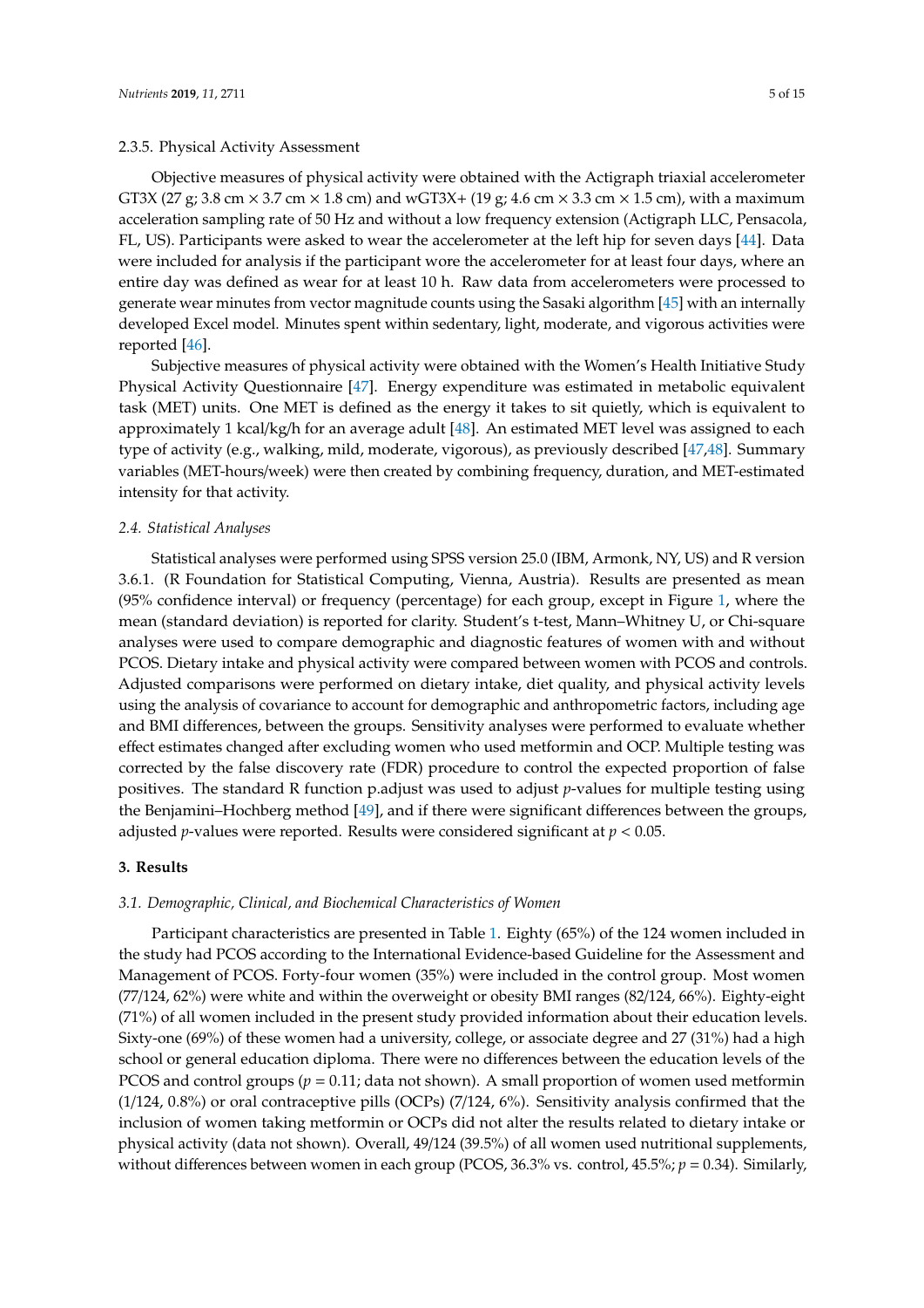#### 2.3.5. Physical Activity Assessment

Objective measures of physical activity were obtained with the Actigraph triaxial accelerometer GT3X (27 g; 3.8 cm × 3.7 cm × 1.8 cm) and wGT3X+ (19 g; 4.6 cm × 3.3 cm × 1.5 cm), with a maximum acceleration sampling rate of 50 Hz and without a low frequency extension (Actigraph LLC, Pensacola, FL, US). Participants were asked to wear the accelerometer at the left hip for seven days [44]. Data were included for analysis if the participant wore the accelerometer for at least four days, where an entire day was defined as wear for at least 10 h. Raw data from accelerometers were processed to generate wear minutes from vector magnitude counts using the Sasaki algorithm [45] with an internally developed Excel model. Minutes spent within sedentary, light, moderate, and vigorous activities were reported [46].

Subjective measures of physical activity were obtained with the Women's Health Initiative Study Physical Activity Questionnaire [47]. Energy expenditure was estimated in metabolic equivalent task (MET) units. One MET is defined as the energy it takes to sit quietly, which is equivalent to approximately 1 kcal/kg/h for an average adult [48]. An estimated MET level was assigned to each type of activity (e.g., walking, mild, moderate, vigorous), as previously described [47,48]. Summary variables (MET-hours/week) were then created by combining frequency, duration, and MET-estimated intensity for that activity.

### *2.4. Statistical Analyses*

Statistical analyses were performed using SPSS version 25.0 (IBM, Armonk, NY, US) and R version 3.6.1. (R Foundation for Statistical Computing, Vienna, Austria). Results are presented as mean (95% confidence interval) or frequency (percentage) for each group, except in Figure 1, where the mean (standard deviation) is reported for clarity. Student's t-test, Mann–Whitney U, or Chi-square analyses were used to compare demographic and diagnostic features of women with and without PCOS. Dietary intake and physical activity were compared between women with PCOS and controls. Adjusted comparisons were performed on dietary intake, diet quality, and physical activity levels using the analysis of covariance to account for demographic and anthropometric factors, including age and BMI differences, between the groups. Sensitivity analyses were performed to evaluate whether effect estimates changed after excluding women who used metformin and OCP. Multiple testing was corrected by the false discovery rate (FDR) procedure to control the expected proportion of false positives. The standard R function p.adjust was used to adjust *p*-values for multiple testing using the Benjamini–Hochberg method [49], and if there were significant differences between the groups, adjusted *p*-values were reported. Results were considered significant at $p < 0.05$.

## 3. Results

### *3.1. Demographic, Clinical, and Biochemical Characteristics of Women*

Participant characteristics are presented in Table 1. Eighty (65%) of the 124 women included in the study had PCOS according to the International Evidence-based Guideline for the Assessment and Management of PCOS. Forty-four women (35%) were included in the control group. Most women (77/124, 62%) were white and within the overweight or obesity BMI ranges (82/124, 66%). Eighty-eight (71%) of all women included in the present study provided information about their education levels. Sixty-one (69%) of these women had a university, college, or associate degree and 27 (31%) had a high school or general education diploma. There were no differences between the education levels of the PCOS and control groups ($p = 0.11$; data not shown). A small proportion of women used metformin (1/124, 0.8%) or oral contraceptive pills (OCPs) (7/124, 6%). Sensitivity analysis confirmed that the inclusion of women taking metformin or OCPs did not alter the results related to dietary intake or physical activity (data not shown). Overall, 49/124 (39.5%) of all women used nutritional supplements, without differences between women in each group (PCOS, 36.3% vs. control, 45.5%; $p = 0.34$). Similarly,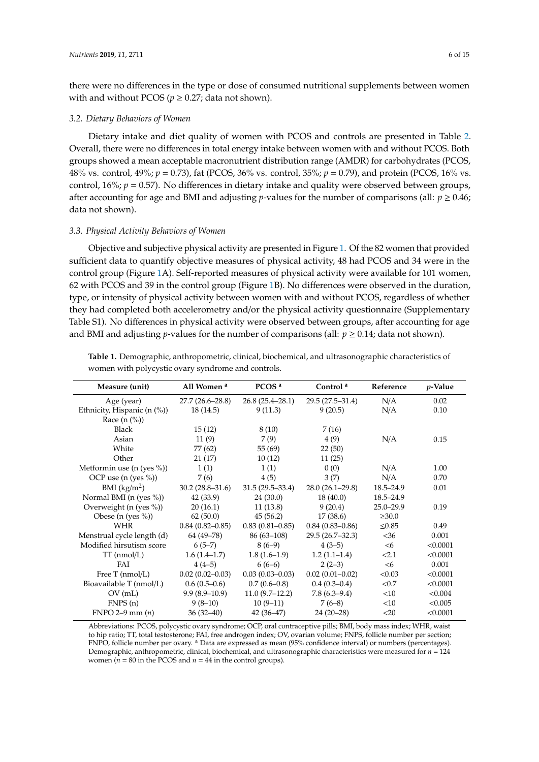there were no differences in the type or dose of consumed nutritional supplements between women with and without PCOS ($p \geq 0.27$; data not shown).

### *3.2. Dietary Behaviors of Women*

Dietary intake and diet quality of women with PCOS and controls are presented in Table 2. Overall, there were no differences in total energy intake between women with and without PCOS. Both groups showed a mean acceptable macronutrient distribution range (AMDR) for carbohydrates (PCOS, 48% vs. control, 49%; $p = 0.73$), fat (PCOS, 36% vs. control, 35%; $p = 0.79$), and protein (PCOS, 16% vs. control, 16%; $p = 0.57$). No differences in dietary intake and quality were observed between groups, after accounting for age and BMI and adjusting *p*-values for the number of comparisons (all: $p \geq 0.46$; data not shown).

### *3.3. Physical Activity Behaviors of Women*

Objective and subjective physical activity are presented in Figure 1. Of the 82 women that provided sufficient data to quantify objective measures of physical activity, 48 had PCOS and 34 were in the control group (Figure 1A). Self-reported measures of physical activity were available for 101 women, 62 with PCOS and 39 in the control group (Figure 1B). No differences were observed in the duration, type, or intensity of physical activity between women with and without PCOS, regardless of whether they had completed both accelerometry and/or the physical activity questionnaire (Supplementary Table S1). No differences in physical activity were observed between groups, after accounting for age and BMI and adjusting *p*-values for the number of comparisons (all: $p \geq 0.14$; data not shown).

**Table 1.** Demographic, anthropometric, clinical, biochemical, and ultrasonographic characteristics of women with polycystic ovary syndrome and controls.

| Measure (unit) | All Women [a] | PCOS [a] | Control [a] | Reference | *p*-Value |
|---|---|---|---|---|---|
| Age (year) | 27.7 (26.6–28.8) | 26.8 (25.4–28.1) | 29.5 (27.5–31.4) | N/A | 0.02 |
| Ethnicity, Hispanic (n (%)) | 18 (14.5) | 9 (11.3) | 9 (20.5) | N/A | 0.10 |
| Race (n (%)) | | | | | |
| Black | 15 (12) | 8 (10) | 7 (16) | | |
| Asian | 11 (9) | 7 (9) | 4 (9) | N/A | 0.15 |
| White | 77 (62) | 55 (69) | 22 (50) | | |
| Other | 21 (17) | 10 (12) | 11 (25) | | |
| Metformin use (n (yes %)) | 1 (1) | 1 (1) | 0 (0) | N/A | 1.00 |
| OCP use (n (yes %)) | 7 (6) | 4 (5) | 3 (7) | N/A | 0.70 |
| BMI (kg/m$^2$) | 30.2 (28.8–31.6) | 31.5 (29.5–33.4) | 28.0 (26.1–29.8) | 18.5–24.9 | 0.01 |
| Normal BMI (n (yes %)) | 42 (33.9) | 24 (30.0) | 18 (40.0) | 18.5–24.9 | |
| Overweight (n (yes %)) | 20 (16.1) | 11 (13.8) | 9 (20.4) | 25.0–29.9 | 0.19 |
| Obese (n (yes %)) | 62 (50.0) | 45 (56.2) | 17 (38.6) | ≥30.0 | |
| WHR | 0.84 (0.82–0.85) | 0.83 (0.81–0.85) | 0.84 (0.83–0.86) | ≤0.85 | 0.49 |
| Menstrual cycle length (d) | 64 (49–78) | 86 (63–108) | 29.5 (26.7–32.3) | <36 | 0.001 |
| Modified hirsutism score | 6 (5–7) | 8 (6–9) | 4 (3–5) | <6 | <0.0001 |
| TT (nmol/L) | 1.6 (1.4–1.7) | 1.8 (1.6–1.9) | 1.2 (1.1–1.4) | <2.1 | <0.0001 |
| FAI | 4 (4–5) | 6 (6–6) | 2 (2–3) | <6 | 0.001 |
| Free T (nmol/L) | 0.02 (0.02–0.03) | 0.03 (0.03–0.03) | 0.02 (0.01–0.02) | <0.03 | <0.0001 |
| Bioavailable T (nmol/L) | 0.6 (0.5–0.6) | 0.7 (0.6–0.8) | 0.4 (0.3–0.4) | <0.7 | <0.0001 |
| OV (mL) | 9.9 (8.9–10.9) | 11.0 (9.7–12.2) | 7.8 (6.3–9.4) | <10 | <0.004 |
| FNPS (n) | 9 (8–10) | 10 (9–11) | 7 (6–8) | <10 | <0.005 |
| FNPO 2–9 mm (*n*) | 36 (32–40) | 42 (36–47) | 24 (20–28) | <20 | <0.0001 |

Abbreviations: PCOS, polycystic ovary syndrome; OCP, oral contraceptive pills; BMI, body mass index; WHR, waist to hip ratio; TT, total testosterone; FAI, free androgen index; OV, ovarian volume; FNPS, follicle number per section; FNPO, follicle number per ovary. [a] Data are expressed as mean (95% confidence interval) or numbers (percentages). Demographic, anthropometric, clinical, biochemical, and ultrasonographic characteristics were measured for $n = 124$ women ($n = 80$ in the PCOS and $n = 44$ in the control groups).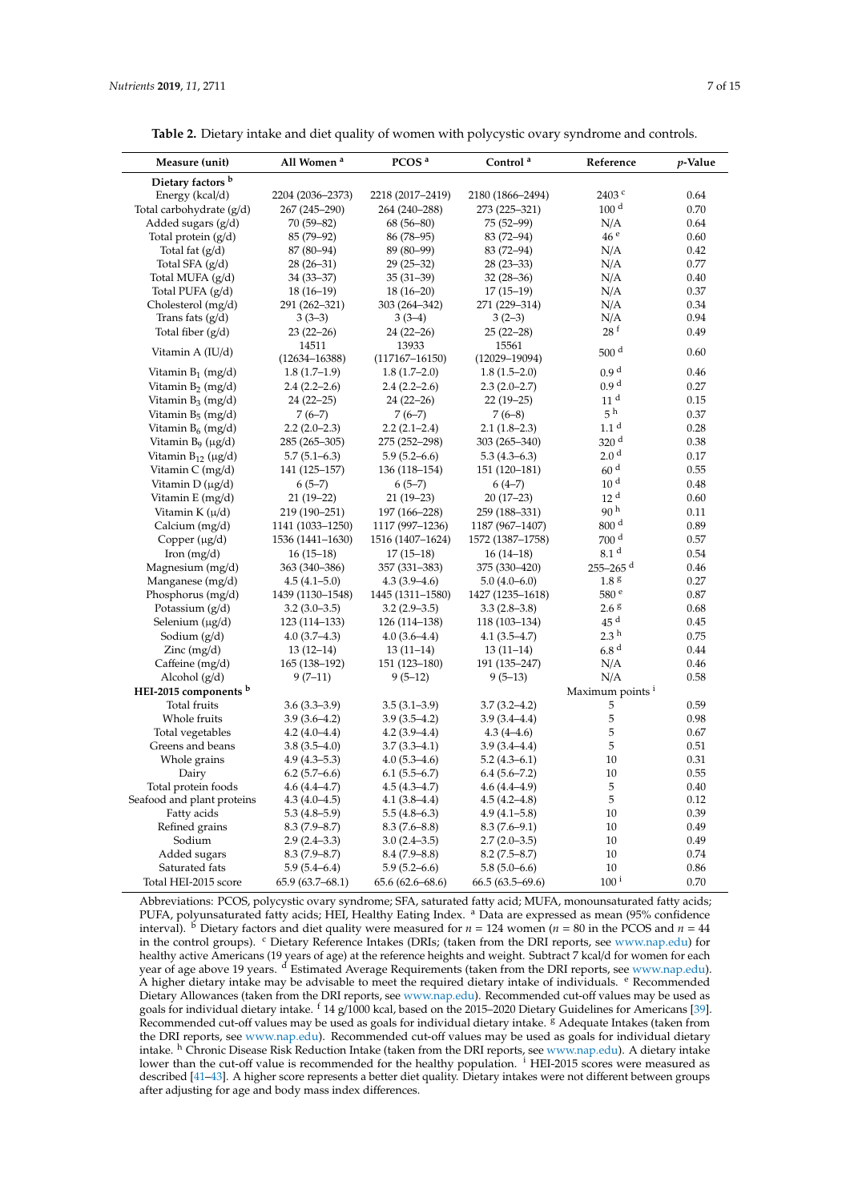**Table 2.** Dietary intake and diet quality of women with polycystic ovary syndrome and controls.

| Measure (unit) | All Women [a] | PCOS [a] | Control [a] | Reference | *p*-Value |
|---|---|---|---|---|---|
| **Dietary factors [b]** | | | | | |
| Energy (kcal/d) | 2204 (2036–2373) | 2218 (2017–2419) | 2180 (1866–2494) | 2403 [c] | 0.64 |
| Total carbohydrate (g/d) | 267 (245–290) | 264 (240–288) | 273 (225–321) | 100 [d] | 0.70 |
| Added sugars (g/d) | 70 (59–82) | 68 (56–80) | 75 (52–99) | N/A | 0.64 |
| Total protein (g/d) | 85 (79–92) | 86 (78–95) | 83 (72–94) | 46 [e] | 0.60 |
| Total fat (g/d) | 87 (80–94) | 89 (80–99) | 83 (72–94) | N/A | 0.42 |
| Total SFA (g/d) | 28 (26–31) | 29 (25–32) | 28 (23–33) | N/A | 0.77 |
| Total MUFA (g/d) | 34 (33–37) | 35 (31–39) | 32 (28–36) | N/A | 0.40 |
| Total PUFA (g/d) | 18 (16–19) | 18 (16–20) | 17 (15–19) | N/A | 0.37 |
| Cholesterol (mg/d) | 291 (262–321) | 303 (264–342) | 271 (229–314) | N/A | 0.34 |
| Trans fats (g/d) | 3 (3–3) | 3 (3–4) | 3 (2–3) | N/A | 0.94 |
| Total fiber (g/d) | 23 (22–26) | 24 (22–26) | 25 (22–28) | 28 [f] | 0.49 |
| Vitamin A (IU/d) | 14511 (12634–16388) | 13933 (117167–16150) | 15561 (12029–19094) | 500 [d] | 0.60 |
| Vitamin $B_1$ (mg/d) | 1.8 (1.7–1.9) | 1.8 (1.7–2.0) | 1.8 (1.5–2.0) | 0.9 [d] | 0.46 |
| Vitamin $B_2$ (mg/d) | 2.4 (2.2–2.6) | 2.4 (2.2–2.6) | 2.3 (2.0–2.7) | 0.9 [d] | 0.27 |
| Vitamin $B_3$ (mg/d) | 24 (22–25) | 24 (22–26) | 22 (19–25) | 11 [d] | 0.15 |
| Vitamin $B_5$ (mg/d) | 7 (6–7) | 7 (6–7) | 7 (6–8) | 5 [h] | 0.37 |
| Vitamin $B_6$ (mg/d) | 2.2 (2.0–2.3) | 2.2 (2.1–2.4) | 2.1 (1.8–2.3) | 1.1 [d] | 0.28 |
| Vitamin $B_9$ (μg/d) | 285 (265–305) | 275 (252–298) | 303 (265–340) | 320 [d] | 0.38 |
| Vitamin $B_{12}$ (μg/d) | 5.7 (5.1–6.3) | 5.9 (5.2–6.6) | 5.3 (4.3–6.3) | 2.0 [d] | 0.17 |
| Vitamin C (mg/d) | 141 (125–157) | 136 (118–154) | 151 (120–181) | 60 [d] | 0.55 |
| Vitamin D (μg/d) | 6 (5–7) | 6 (5–7) | 6 (4–7) | 10 [d] | 0.48 |
| Vitamin E (mg/d) | 21 (19–22) | 21 (19–23) | 20 (17–23) | 12 [d] | 0.60 |
| Vitamin K (μ/d) | 219 (190–251) | 197 (166–228) | 259 (188–331) | 90 [h] | 0.11 |
| Calcium (mg/d) | 1141 (1033–1250) | 1117 (997–1236) | 1187 (967–1407) | 800 [d] | 0.89 |
| Copper (μg/d) | 1536 (1441–1630) | 1516 (1407–1624) | 1572 (1387–1758) | 700 [d] | 0.57 |
| Iron (mg/d) | 16 (15–18) | 17 (15–18) | 16 (14–18) | 8.1 [d] | 0.54 |
| Magnesium (mg/d) | 363 (340–386) | 357 (331–383) | 375 (330–420) | 255–265 [d] | 0.46 |
| Manganese (mg/d) | 4.5 (4.1–5.0) | 4.3 (3.9–4.6) | 5.0 (4.0–6.0) | 1.8 [g] | 0.27 |
| Phosphorus (mg/d) | 1439 (1130–1548) | 1445 (1311–1580) | 1427 (1235–1618) | 580 [e] | 0.87 |
| Potassium (g/d) | 3.2 (3.0–3.5) | 3.2 (2.9–3.5) | 3.3 (2.8–3.8) | 2.6 [g] | 0.68 |
| Selenium (μg/d) | 123 (114–133) | 126 (114–138) | 118 (103–134) | 45 [d] | 0.45 |
| Sodium (g/d) | 4.0 (3.7–4.3) | 4.0 (3.6–4.4) | 4.1 (3.5–4.7) | 2.3 [h] | 0.75 |
| Zinc (mg/d) | 13 (12–14) | 13 (11–14) | 13 (11–14) | 6.8 [d] | 0.44 |
| Caffeine (mg/d) | 165 (138–192) | 151 (123–180) | 191 (135–247) | N/A | 0.46 |
| Alcohol (g/d) | 9 (7–11) | 9 (5–12) | 9 (5–13) | N/A | 0.58 |
| **HEI-2015 components [b]** | | | | Maximum points [i] | |
| Total fruits | 3.6 (3.3–3.9) | 3.5 (3.1–3.9) | 3.7 (3.2–4.2) | 5 | 0.59 |
| Whole fruits | 3.9 (3.6–4.2) | 3.9 (3.5–4.2) | 3.9 (3.4–4.4) | 5 | 0.98 |
| Total vegetables | 4.2 (4.0–4.4) | 4.2 (3.9–4.4) | 4.3 (4–4.6) | 5 | 0.67 |
| Greens and beans | 3.8 (3.5–4.0) | 3.7 (3.3–4.1) | 3.9 (3.4–4.4) | 5 | 0.51 |
| Whole grains | 4.9 (4.3–5.3) | 4.0 (5.3–4.6) | 5.2 (4.3–6.1) | 10 | 0.31 |
| Dairy | 6.2 (5.7–6.6) | 6.1 (5.5–6.7) | 6.4 (5.6–7.2) | 10 | 0.55 |
| Total protein foods | 4.6 (4.4–4.7) | 4.5 (4.3–4.7) | 4.6 (4.4–4.9) | 5 | 0.40 |
| Seafood and plant proteins | 4.3 (4.0–4.5) | 4.1 (3.8–4.4) | 4.5 (4.2–4.8) | 5 | 0.12 |
| Fatty acids | 5.3 (4.8–5.9) | 5.5 (4.8–6.3) | 4.9 (4.1–5.8) | 10 | 0.39 |
| Refined grains | 8.3 (7.9–8.7) | 8.3 (7.6–8.8) | 8.3 (7.6–9.1) | 10 | 0.49 |
| Sodium | 2.9 (2.4–3.3) | 3.0 (2.4–3.5) | 2.7 (2.0–3.5) | 10 | 0.49 |
| Added sugars | 8.3 (7.9–8.7) | 8.4 (7.9–8.8) | 8.2 (7.5–8.7) | 10 | 0.74 |
| Saturated fats | 5.9 (5.4–6.4) | 5.9 (5.2–6.6) | 5.8 (5.0–6.6) | 10 | 0.86 |
| Total HEI-2015 score | 65.9 (63.7–68.1) | 65.6 (62.6–68.6) | 66.5 (63.5–69.6) | 100 [i] | 0.70 |

Abbreviations: PCOS, polycystic ovary syndrome; SFA, saturated fatty acid; MUFA, monounsaturated fatty acids; PUFA, polyunsaturated fatty acids; HEI, Healthy Eating Index. [a] Data are expressed as mean (95% confidence interval). [b] Dietary factors and diet quality were measured for $n$ = 124 women ($n$ = 80 in the PCOS and $n$ = 44 in the control groups). [c] Dietary Reference Intakes (DRIs; (taken from the DRI reports, see www.nap.edu) for healthy active Americans (19 years of age) at the reference heights and weight. Subtract 7 kcal/d for women for each year of age above 19 years. [d] Estimated Average Requirements (taken from the DRI reports, see www.nap.edu). A higher dietary intake may be advisable to meet the required dietary intake of individuals. [e] Recommended Dietary Allowances (taken from the DRI reports, see www.nap.edu). Recommended cut-off values may be used as goals for individual dietary intake. [f] 14 g/1000 kcal, based on the 2015–2020 Dietary Guidelines for Americans [39]. Recommended cut-off values may be used as goals for individual dietary intake. [g] Adequate Intakes (taken from the DRI reports, see www.nap.edu). Recommended cut-off values may be used as goals for individual dietary intake. [h] Chronic Disease Risk Reduction Intake (taken from the DRI reports, see www.nap.edu). A dietary intake lower than the cut-off value is recommended for the healthy population. [i] HEI-2015 scores were measured as described [41–43]. A higher score represents a better diet quality. Dietary intakes were not different between groups after adjusting for age and body mass index differences.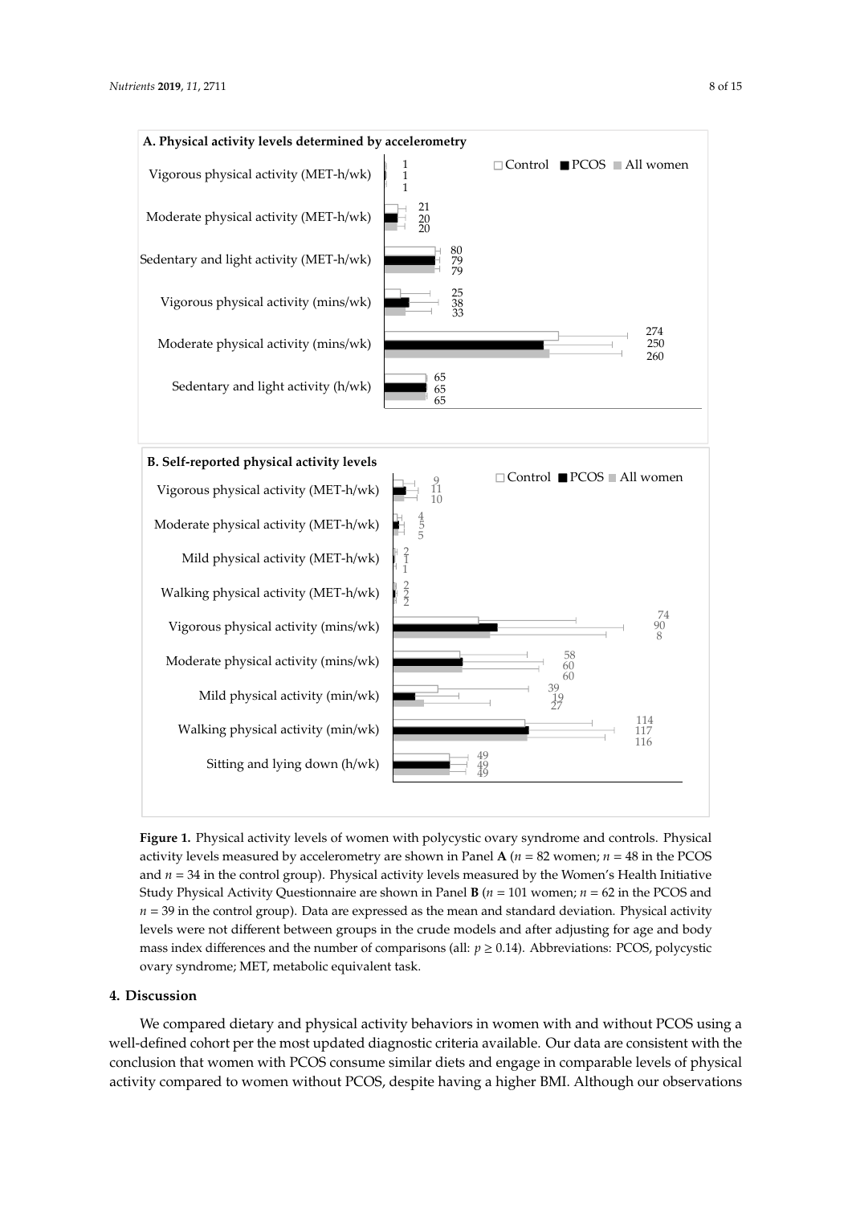**Figure 1.** Physical activity levels of women with polycystic ovary syndrome and controls. Physical activity levels measured by accelerometry are shown in Panel **A** ($n$ = 82 women; $n$ = 48 in the PCOS and $n$ = 34 in the control group). Physical activity levels measured by the Women's Health Initiative Study Physical Activity Questionnaire are shown in Panel **B** ($n$ = 101 women; $n$ = 62 in the PCOS and $n$ = 39 in the control group). Data are expressed as the mean and standard deviation. Physical activity levels were not different between groups in the crude models and after adjusting for age and body mass index differences and the number of comparisons (all: $p \geq 0.14$). Abbreviations: PCOS, polycystic ovary syndrome; MET, metabolic equivalent task.

## 4. Discussion

We compared dietary and physical activity behaviors in women with and without PCOS using a well-defined cohort per the most updated diagnostic criteria available. Our data are consistent with the conclusion that women with PCOS consume similar diets and engage in comparable levels of physical activity compared to women without PCOS, despite having a higher BMI. Although our observations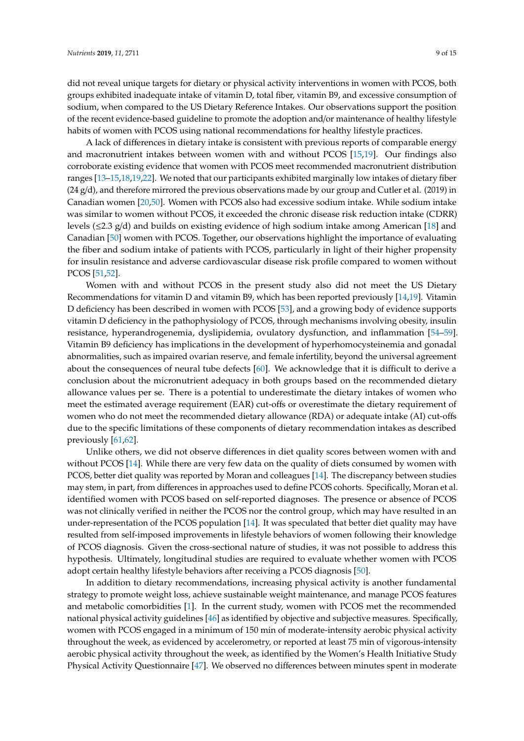did not reveal unique targets for dietary or physical activity interventions in women with PCOS, both groups exhibited inadequate intake of vitamin D, total fiber, vitamin B9, and excessive consumption of sodium, when compared to the US Dietary Reference Intakes. Our observations support the position of the recent evidence-based guideline to promote the adoption and/or maintenance of healthy lifestyle habits of women with PCOS using national recommendations for healthy lifestyle practices.

A lack of differences in dietary intake is consistent with previous reports of comparable energy and macronutrient intakes between women with and without PCOS [15,19]. Our findings also corroborate existing evidence that women with PCOS meet recommended macronutrient distribution ranges [13–15,18,19,22]. We noted that our participants exhibited marginally low intakes of dietary fiber (24 g/d), and therefore mirrored the previous observations made by our group and Cutler et al. (2019) in Canadian women [20,50]. Women with PCOS also had excessive sodium intake. While sodium intake was similar to women without PCOS, it exceeded the chronic disease risk reduction intake (CDRR) levels (≤2.3 g/d) and builds on existing evidence of high sodium intake among American [18] and Canadian [50] women with PCOS. Together, our observations highlight the importance of evaluating the fiber and sodium intake of patients with PCOS, particularly in light of their higher propensity for insulin resistance and adverse cardiovascular disease risk profile compared to women without PCOS [51,52].

Women with and without PCOS in the present study also did not meet the US Dietary Recommendations for vitamin D and vitamin B9, which has been reported previously [14,19]. Vitamin D deficiency has been described in women with PCOS [53], and a growing body of evidence supports vitamin D deficiency in the pathophysiology of PCOS, through mechanisms involving obesity, insulin resistance, hyperandrogenemia, dyslipidemia, ovulatory dysfunction, and inflammation [54–59]. Vitamin B9 deficiency has implications in the development of hyperhomocysteinemia and gonadal abnormalities, such as impaired ovarian reserve, and female infertility, beyond the universal agreement about the consequences of neural tube defects [60]. We acknowledge that it is difficult to derive a conclusion about the micronutrient adequacy in both groups based on the recommended dietary allowance values per se. There is a potential to underestimate the dietary intakes of women who meet the estimated average requirement (EAR) cut-offs or overestimate the dietary requirement of women who do not meet the recommended dietary allowance (RDA) or adequate intake (AI) cut-offs due to the specific limitations of these components of dietary recommendation intakes as described previously [61,62].

Unlike others, we did not observe differences in diet quality scores between women with and without PCOS [14]. While there are very few data on the quality of diets consumed by women with PCOS, better diet quality was reported by Moran and colleagues [14]. The discrepancy between studies may stem, in part, from differences in approaches used to define PCOS cohorts. Specifically, Moran et al. identified women with PCOS based on self-reported diagnoses. The presence or absence of PCOS was not clinically verified in neither the PCOS nor the control group, which may have resulted in an under-representation of the PCOS population [14]. It was speculated that better diet quality may have resulted from self-imposed improvements in lifestyle behaviors of women following their knowledge of PCOS diagnosis. Given the cross-sectional nature of studies, it was not possible to address this hypothesis. Ultimately, longitudinal studies are required to evaluate whether women with PCOS adopt certain healthy lifestyle behaviors after receiving a PCOS diagnosis [50].

In addition to dietary recommendations, increasing physical activity is another fundamental strategy to promote weight loss, achieve sustainable weight maintenance, and manage PCOS features and metabolic comorbidities [1]. In the current study, women with PCOS met the recommended national physical activity guidelines [46] as identified by objective and subjective measures. Specifically, women with PCOS engaged in a minimum of 150 min of moderate-intensity aerobic physical activity throughout the week, as evidenced by accelerometry, or reported at least 75 min of vigorous-intensity aerobic physical activity throughout the week, as identified by the Women's Health Initiative Study Physical Activity Questionnaire [47]. We observed no differences between minutes spent in moderate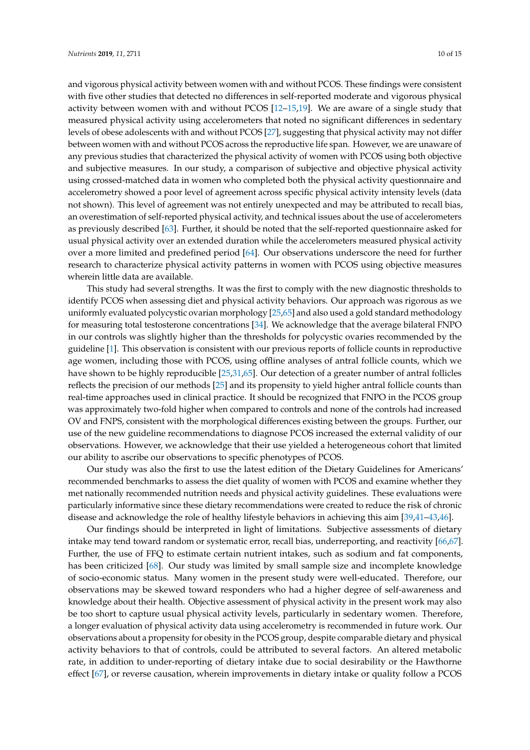and vigorous physical activity between women with and without PCOS. These findings were consistent with five other studies that detected no differences in self-reported moderate and vigorous physical activity between women with and without PCOS [12–15,19]. We are aware of a single study that measured physical activity using accelerometers that noted no significant differences in sedentary levels of obese adolescents with and without PCOS [27], suggesting that physical activity may not differ between women with and without PCOS across the reproductive life span. However, we are unaware of any previous studies that characterized the physical activity of women with PCOS using both objective and subjective measures. In our study, a comparison of subjective and objective physical activity using crossed-matched data in women who completed both the physical activity questionnaire and accelerometry showed a poor level of agreement across specific physical activity intensity levels (data not shown). This level of agreement was not entirely unexpected and may be attributed to recall bias, an overestimation of self-reported physical activity, and technical issues about the use of accelerometers as previously described [63]. Further, it should be noted that the self-reported questionnaire asked for usual physical activity over an extended duration while the accelerometers measured physical activity over a more limited and predefined period [64]. Our observations underscore the need for further research to characterize physical activity patterns in women with PCOS using objective measures wherein little data are available.

This study had several strengths. It was the first to comply with the new diagnostic thresholds to identify PCOS when assessing diet and physical activity behaviors. Our approach was rigorous as we uniformly evaluated polycystic ovarian morphology [25,65] and also used a gold standard methodology for measuring total testosterone concentrations [34]. We acknowledge that the average bilateral FNPO in our controls was slightly higher than the thresholds for polycystic ovaries recommended by the guideline [1]. This observation is consistent with our previous reports of follicle counts in reproductive age women, including those with PCOS, using offline analyses of antral follicle counts, which we have shown to be highly reproducible [25,31,65]. Our detection of a greater number of antral follicles reflects the precision of our methods [25] and its propensity to yield higher antral follicle counts than real-time approaches used in clinical practice. It should be recognized that FNPO in the PCOS group was approximately two-fold higher when compared to controls and none of the controls had increased OV and FNPS, consistent with the morphological differences existing between the groups. Further, our use of the new guideline recommendations to diagnose PCOS increased the external validity of our observations. However, we acknowledge that their use yielded a heterogeneous cohort that limited our ability to ascribe our observations to specific phenotypes of PCOS.

Our study was also the first to use the latest edition of the Dietary Guidelines for Americans' recommended benchmarks to assess the diet quality of women with PCOS and examine whether they met nationally recommended nutrition needs and physical activity guidelines. These evaluations were particularly informative since these dietary recommendations were created to reduce the risk of chronic disease and acknowledge the role of healthy lifestyle behaviors in achieving this aim [39,41–43,46].

Our findings should be interpreted in light of limitations. Subjective assessments of dietary intake may tend toward random or systematic error, recall bias, underreporting, and reactivity [66,67]. Further, the use of FFQ to estimate certain nutrient intakes, such as sodium and fat components, has been criticized [68]. Our study was limited by small sample size and incomplete knowledge of socio-economic status. Many women in the present study were well-educated. Therefore, our observations may be skewed toward responders who had a higher degree of self-awareness and knowledge about their health. Objective assessment of physical activity in the present work may also be too short to capture usual physical activity levels, particularly in sedentary women. Therefore, a longer evaluation of physical activity data using accelerometry is recommended in future work. Our observations about a propensity for obesity in the PCOS group, despite comparable dietary and physical activity behaviors to that of controls, could be attributed to several factors. An altered metabolic rate, in addition to under-reporting of dietary intake due to social desirability or the Hawthorne effect [67], or reverse causation, wherein improvements in dietary intake or quality follow a PCOS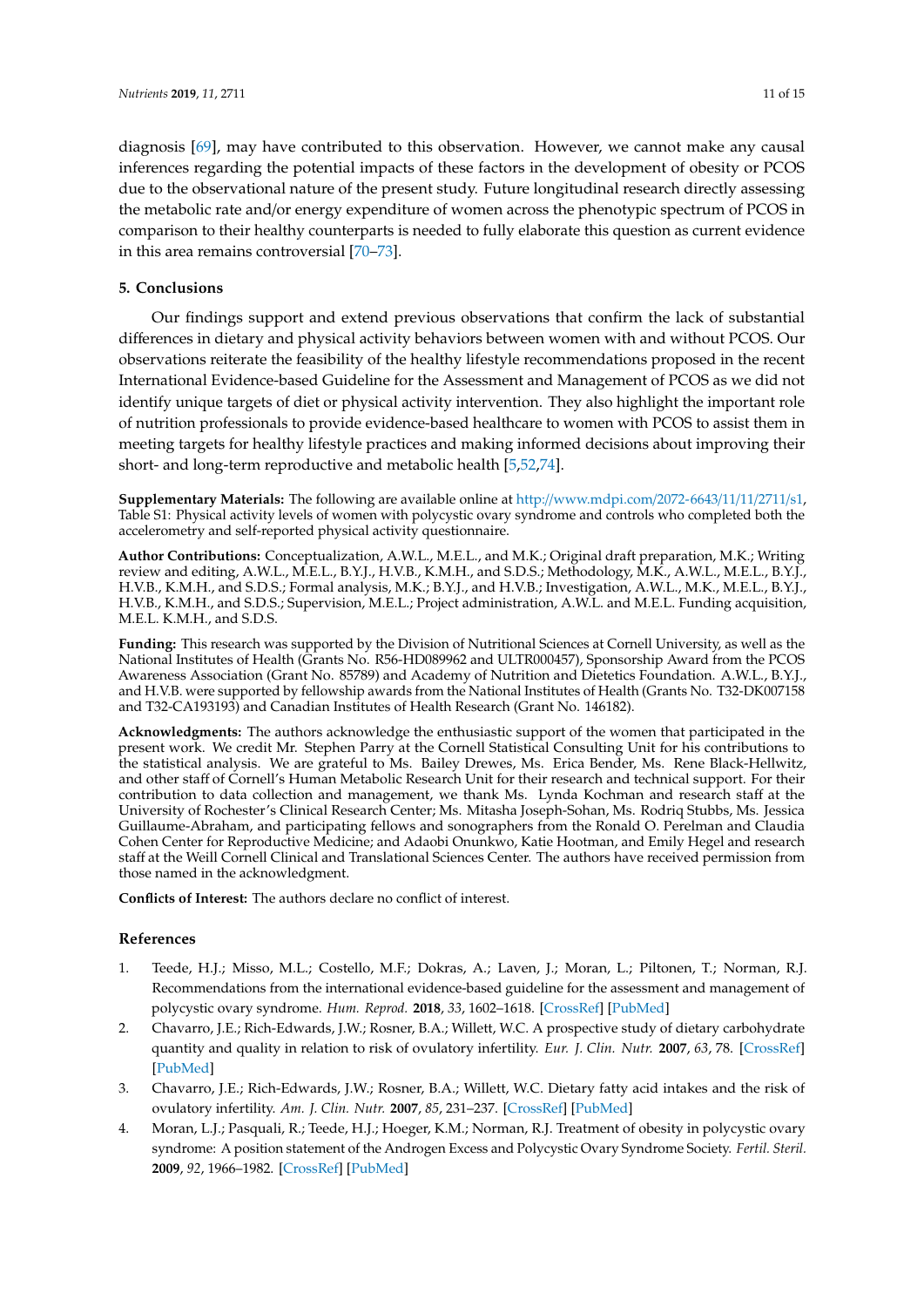diagnosis [69], may have contributed to this observation. However, we cannot make any causal inferences regarding the potential impacts of these factors in the development of obesity or PCOS due to the observational nature of the present study. Future longitudinal research directly assessing the metabolic rate and/or energy expenditure of women across the phenotypic spectrum of PCOS in comparison to their healthy counterparts is needed to fully elaborate this question as current evidence in this area remains controversial [70–73].

## 5. Conclusions

Our findings support and extend previous observations that confirm the lack of substantial differences in dietary and physical activity behaviors between women with and without PCOS. Our observations reiterate the feasibility of the healthy lifestyle recommendations proposed in the recent International Evidence-based Guideline for the Assessment and Management of PCOS as we did not identify unique targets of diet or physical activity intervention. They also highlight the important role of nutrition professionals to provide evidence-based healthcare to women with PCOS to assist them in meeting targets for healthy lifestyle practices and making informed decisions about improving their short- and long-term reproductive and metabolic health [5,52,74].

**Supplementary Materials:** The following are available online at http://www.mdpi.com/2072-6643/11/11/2711/s1, Table S1: Physical activity levels of women with polycystic ovary syndrome and controls who completed both the accelerometry and self-reported physical activity questionnaire.

**Author Contributions:** Conceptualization, A.W.L., M.E.L., and M.K.; Original draft preparation, M.K.; Writing review and editing, A.W.L., M.E.L., B.Y.J., H.V.B., K.M.H., and S.D.S.; Methodology, M.K., A.W.L., M.E.L., B.Y.J., H.V.B., K.M.H., and S.D.S.; Formal analysis, M.K.; B.Y.J., and H.V.B.; Investigation, A.W.L., M.K., M.E.L., B.Y.J., H.V.B., K.M.H., and S.D.S.; Supervision, M.E.L.; Project administration, A.W.L. and M.E.L. Funding acquisition, M.E.L. K.M.H., and S.D.S.

**Funding:** This research was supported by the Division of Nutritional Sciences at Cornell University, as well as the National Institutes of Health (Grants No. R56-HD089962 and ULTR000457), Sponsorship Award from the PCOS Awareness Association (Grant No. 85789) and Academy of Nutrition and Dietetics Foundation. A.W.L., B.Y.J., and H.V.B. were supported by fellowship awards from the National Institutes of Health (Grants No. T32-DK007158 and T32-CA193193) and Canadian Institutes of Health Research (Grant No. 146182).

**Acknowledgments:** The authors acknowledge the enthusiastic support of the women that participated in the present work. We credit Mr. Stephen Parry at the Cornell Statistical Consulting Unit for his contributions to the statistical analysis. We are grateful to Ms. Bailey Drewes, Ms. Erica Bender, Ms. Rene Black-Hellwitz, and other staff of Cornell's Human Metabolic Research Unit for their research and technical support. For their contribution to data collection and management, we thank Ms. Lynda Kochman and research staff at the University of Rochester's Clinical Research Center; Ms. Mitasha Joseph-Sohan, Ms. Rodriq Stubbs, Ms. Jessica Guillaume-Abraham, and participating fellows and sonographers from the Ronald O. Perelman and Claudia Cohen Center for Reproductive Medicine; and Adaobi Onunkwo, Katie Hootman, and Emily Hegel and research staff at the Weill Cornell Clinical and Translational Sciences Center. The authors have received permission from those named in the acknowledgment.

**Conflicts of Interest:** The authors declare no conflict of interest.

## References

1. Teede, H.J.; Misso, M.L.; Costello, M.F.; Dokras, A.; Laven, J.; Moran, L.; Piltonen, T.; Norman, R.J. Recommendations from the international evidence-based guideline for the assessment and management of polycystic ovary syndrome. *Hum. Reprod.* **2018**, *33*, 1602–1618. [CrossRef] [PubMed]
2. Chavarro, J.E.; Rich-Edwards, J.W.; Rosner, B.A.; Willett, W.C. A prospective study of dietary carbohydrate quantity and quality in relation to risk of ovulatory infertility. *Eur. J. Clin. Nutr.* **2007**, *63*, 78. [CrossRef] [PubMed]
3. Chavarro, J.E.; Rich-Edwards, J.W.; Rosner, B.A.; Willett, W.C. Dietary fatty acid intakes and the risk of ovulatory infertility. *Am. J. Clin. Nutr.* **2007**, *85*, 231–237. [CrossRef] [PubMed]
4. Moran, L.J.; Pasquali, R.; Teede, H.J.; Hoeger, K.M.; Norman, R.J. Treatment of obesity in polycystic ovary syndrome: A position statement of the Androgen Excess and Polycystic Ovary Syndrome Society. *Fertil. Steril.* **2009**, *92*, 1966–1982. [CrossRef] [PubMed]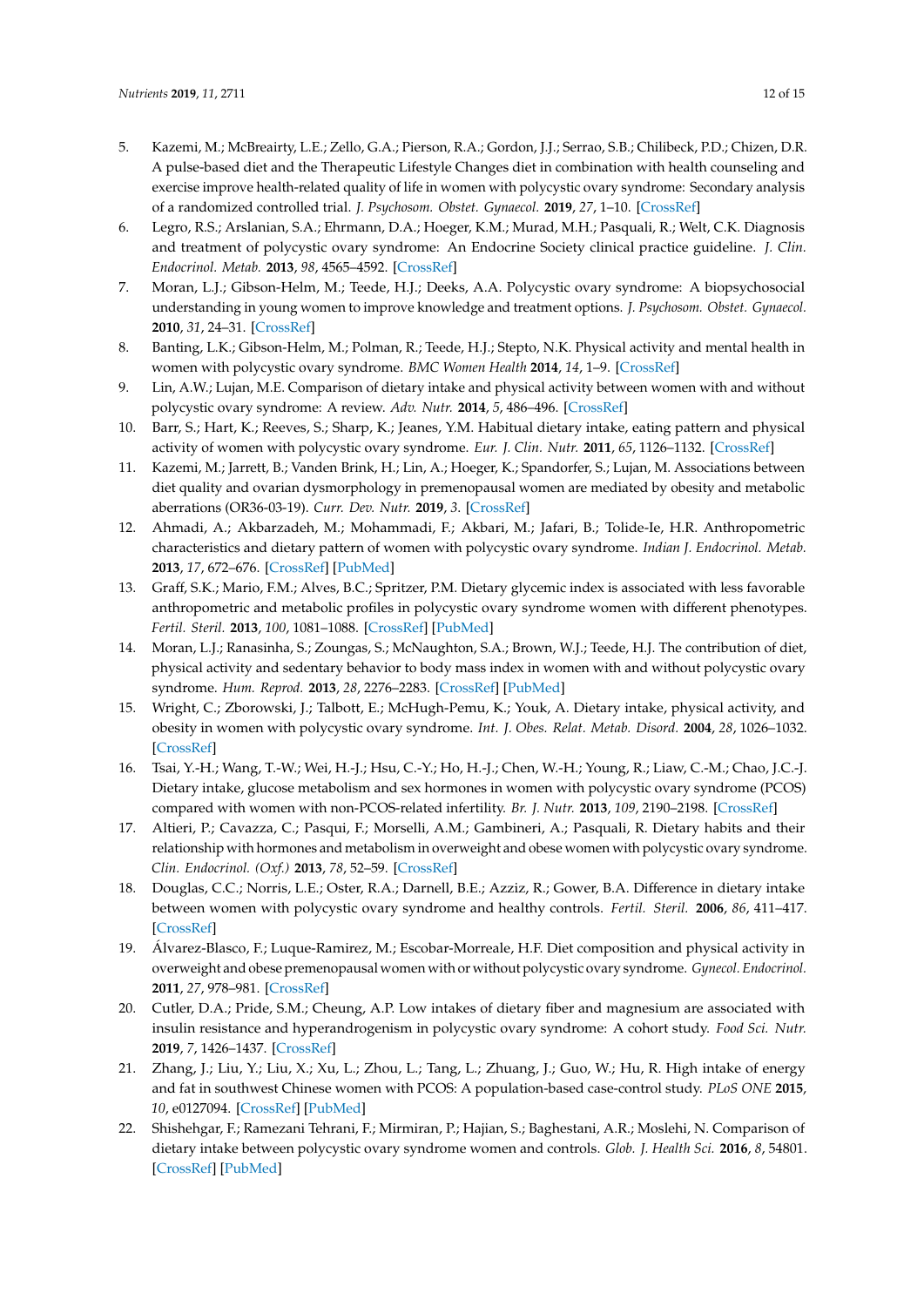5. Kazemi, M.; McBreairty, L.E.; Zello, G.A.; Pierson, R.A.; Gordon, J.J.; Serrao, S.B.; Chilibeck, P.D.; Chizen, D.R. A pulse-based diet and the Therapeutic Lifestyle Changes diet in combination with health counseling and exercise improve health-related quality of life in women with polycystic ovary syndrome: Secondary analysis of a randomized controlled trial. *J. Psychosom. Obstet. Gynaecol.* **2019**, *27*, 1–10. [CrossRef]
6. Legro, R.S.; Arslanian, S.A.; Ehrmann, D.A.; Hoeger, K.M.; Murad, M.H.; Pasquali, R.; Welt, C.K. Diagnosis and treatment of polycystic ovary syndrome: An Endocrine Society clinical practice guideline. *J. Clin. Endocrinol. Metab.* **2013**, *98*, 4565–4592. [CrossRef]
7. Moran, L.J.; Gibson-Helm, M.; Teede, H.J.; Deeks, A.A. Polycystic ovary syndrome: A biopsychosocial understanding in young women to improve knowledge and treatment options. *J. Psychosom. Obstet. Gynaecol.* **2010**, *31*, 24–31. [CrossRef]
8. Banting, L.K.; Gibson-Helm, M.; Polman, R.; Teede, H.J.; Stepto, N.K. Physical activity and mental health in women with polycystic ovary syndrome. *BMC Women Health* **2014**, *14*, 1–9. [CrossRef]
9. Lin, A.W.; Lujan, M.E. Comparison of dietary intake and physical activity between women with and without polycystic ovary syndrome: A review. *Adv. Nutr.* **2014**, *5*, 486–496. [CrossRef]
10. Barr, S.; Hart, K.; Reeves, S.; Sharp, K.; Jeanes, Y.M. Habitual dietary intake, eating pattern and physical activity of women with polycystic ovary syndrome. *Eur. J. Clin. Nutr.* **2011**, *65*, 1126–1132. [CrossRef]
11. Kazemi, M.; Jarrett, B.; Vanden Brink, H.; Lin, A.; Hoeger, K.; Spandorfer, S.; Lujan, M. Associations between diet quality and ovarian dysmorphology in premenopausal women are mediated by obesity and metabolic aberrations (OR36-03-19). *Curr. Dev. Nutr.* **2019**, *3*. [CrossRef]
12. Ahmadi, A.; Akbarzadeh, M.; Mohammadi, F.; Akbari, M.; Jafari, B.; Tolide-Ie, H.R. Anthropometric characteristics and dietary pattern of women with polycystic ovary syndrome. *Indian J. Endocrinol. Metab.* **2013**, *17*, 672–676. [CrossRef] [PubMed]
13. Graff, S.K.; Mario, F.M.; Alves, B.C.; Spritzer, P.M. Dietary glycemic index is associated with less favorable anthropometric and metabolic profiles in polycystic ovary syndrome women with different phenotypes. *Fertil. Steril.* **2013**, *100*, 1081–1088. [CrossRef] [PubMed]
14. Moran, L.J.; Ranasinha, S.; Zoungas, S.; McNaughton, S.A.; Brown, W.J.; Teede, H.J. The contribution of diet, physical activity and sedentary behavior to body mass index in women with and without polycystic ovary syndrome. *Hum. Reprod.* **2013**, *28*, 2276–2283. [CrossRef] [PubMed]
15. Wright, C.; Zborowski, J.; Talbott, E.; McHugh-Pemu, K.; Youk, A. Dietary intake, physical activity, and obesity in women with polycystic ovary syndrome. *Int. J. Obes. Relat. Metab. Disord.* **2004**, *28*, 1026–1032. [CrossRef]
16. Tsai, Y.-H.; Wang, T.-W.; Wei, H.-J.; Hsu, C.-Y.; Ho, H.-J.; Chen, W.-H.; Young, R.; Liaw, C.-M.; Chao, J.C.-J. Dietary intake, glucose metabolism and sex hormones in women with polycystic ovary syndrome (PCOS) compared with women with non-PCOS-related infertility. *Br. J. Nutr.* **2013**, *109*, 2190–2198. [CrossRef]
17. Altieri, P.; Cavazza, C.; Pasqui, F.; Morselli, A.M.; Gambineri, A.; Pasquali, R. Dietary habits and their relationship with hormones and metabolism in overweight and obese women with polycystic ovary syndrome. *Clin. Endocrinol. (Oxf.)* **2013**, *78*, 52–59. [CrossRef]
18. Douglas, C.C.; Norris, L.E.; Oster, R.A.; Darnell, B.E.; Azziz, R.; Gower, B.A. Difference in dietary intake between women with polycystic ovary syndrome and healthy controls. *Fertil. Steril.* **2006**, *86*, 411–417. [CrossRef]
19. Álvarez-Blasco, F.; Luque-Ramirez, M.; Escobar-Morreale, H.F. Diet composition and physical activity in overweight and obese premenopausal women with or without polycystic ovary syndrome. *Gynecol. Endocrinol.* **2011**, *27*, 978–981. [CrossRef]
20. Cutler, D.A.; Pride, S.M.; Cheung, A.P. Low intakes of dietary fiber and magnesium are associated with insulin resistance and hyperandrogenism in polycystic ovary syndrome: A cohort study. *Food Sci. Nutr.* **2019**, *7*, 1426–1437. [CrossRef]
21. Zhang, J.; Liu, Y.; Liu, X.; Xu, L.; Zhou, L.; Tang, L.; Zhuang, J.; Guo, W.; Hu, R. High intake of energy and fat in southwest Chinese women with PCOS: A population-based case-control study. *PLoS ONE* **2015**, *10*, e0127094. [CrossRef] [PubMed]
22. Shishehgar, F.; Ramezani Tehrani, F.; Mirmiran, P.; Hajian, S.; Baghestani, A.R.; Moslehi, N. Comparison of dietary intake between polycystic ovary syndrome women and controls. *Glob. J. Health Sci.* **2016**, *8*, 54801. [CrossRef] [PubMed]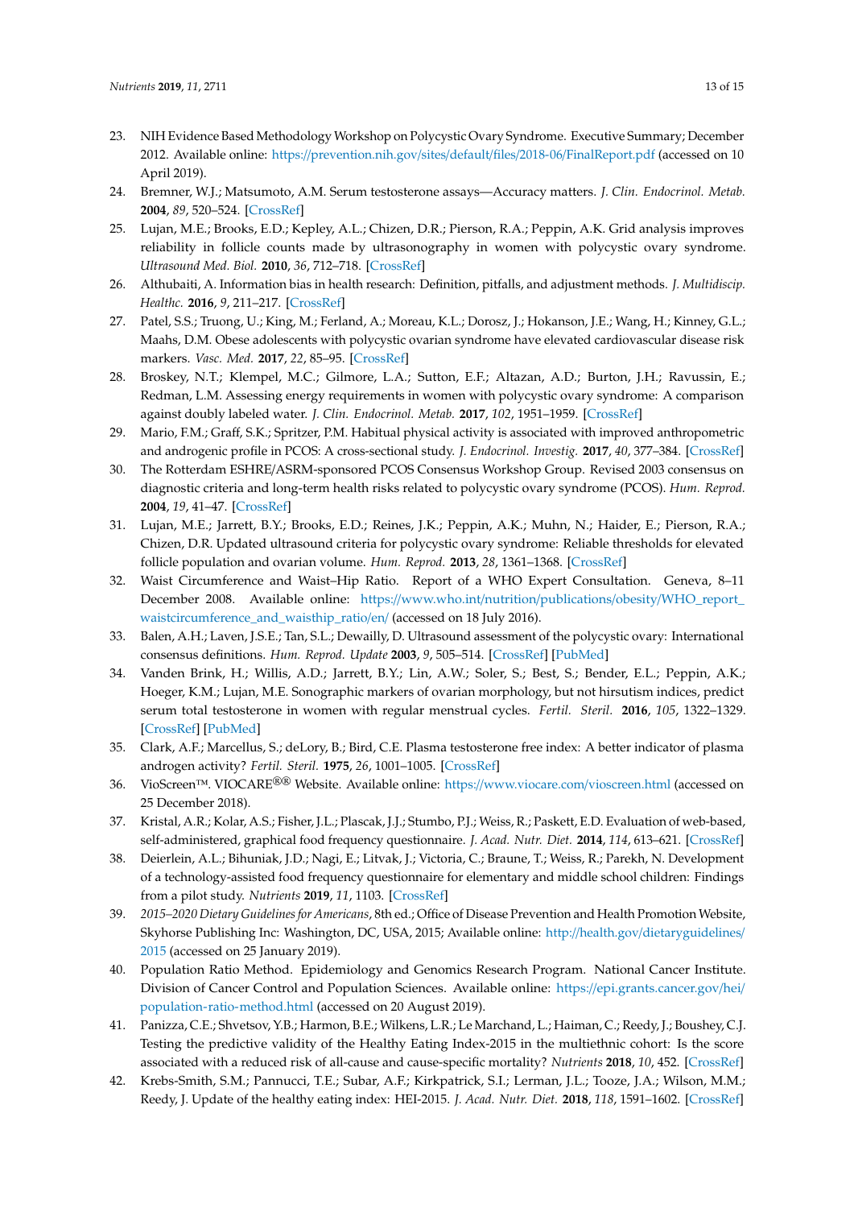23. NIH Evidence Based Methodology Workshop on Polycystic Ovary Syndrome. Executive Summary; December 2012. Available online: https://prevention.nih.gov/sites/default/files/2018-06/FinalReport.pdf (accessed on 10 April 2019).
24. Bremner, W.J.; Matsumoto, A.M. Serum testosterone assays—Accuracy matters. *J. Clin. Endocrinol. Metab.* **2004**, *89*, 520–524. [CrossRef]
25. Lujan, M.E.; Brooks, E.D.; Kepley, A.L.; Chizen, D.R.; Pierson, R.A.; Peppin, A.K. Grid analysis improves reliability in follicle counts made by ultrasonography in women with polycystic ovary syndrome. *Ultrasound Med. Biol.* **2010**, *36*, 712–718. [CrossRef]
26. Althubaiti, A. Information bias in health research: Definition, pitfalls, and adjustment methods. *J. Multidiscip. Healthc.* **2016**, *9*, 211–217. [CrossRef]
27. Patel, S.S.; Truong, U.; King, M.; Ferland, A.; Moreau, K.L.; Dorosz, J.; Hokanson, J.E.; Wang, H.; Kinney, G.L.; Maahs, D.M. Obese adolescents with polycystic ovarian syndrome have elevated cardiovascular disease risk markers. *Vasc. Med.* **2017**, *22*, 85–95. [CrossRef]
28. Broskey, N.T.; Klempel, M.C.; Gilmore, L.A.; Sutton, E.F.; Altazan, A.D.; Burton, J.H.; Ravussin, E.; Redman, L.M. Assessing energy requirements in women with polycystic ovary syndrome: A comparison against doubly labeled water. *J. Clin. Endocrinol. Metab.* **2017**, *102*, 1951–1959. [CrossRef]
29. Mario, F.M.; Graff, S.K.; Spritzer, P.M. Habitual physical activity is associated with improved anthropometric and androgenic profile in PCOS: A cross-sectional study. *J. Endocrinol. Investig.* **2017**, *40*, 377–384. [CrossRef]
30. The Rotterdam ESHRE/ASRM-sponsored PCOS Consensus Workshop Group. Revised 2003 consensus on diagnostic criteria and long-term health risks related to polycystic ovary syndrome (PCOS). *Hum. Reprod.* **2004**, *19*, 41–47. [CrossRef]
31. Lujan, M.E.; Jarrett, B.Y.; Brooks, E.D.; Reines, J.K.; Peppin, A.K.; Muhn, N.; Haider, E.; Pierson, R.A.; Chizen, D.R. Updated ultrasound criteria for polycystic ovary syndrome: Reliable thresholds for elevated follicle population and ovarian volume. *Hum. Reprod.* **2013**, *28*, 1361–1368. [CrossRef]
32. Waist Circumference and Waist–Hip Ratio. Report of a WHO Expert Consultation. Geneva, 8–11 December 2008. Available online: https://www.who.int/nutrition/publications/obesity/WHO_report_waistcircumference_and_waisthip_ratio/en/ (accessed on 18 July 2016).
33. Balen, A.H.; Laven, J.S.E.; Tan, S.L.; Dewailly, D. Ultrasound assessment of the polycystic ovary: International consensus definitions. *Hum. Reprod. Update* **2003**, *9*, 505–514. [CrossRef] [PubMed]
34. Vanden Brink, H.; Willis, A.D.; Jarrett, B.Y.; Lin, A.W.; Soler, S.; Best, S.; Bender, E.L.; Peppin, A.K.; Hoeger, K.M.; Lujan, M.E. Sonographic markers of ovarian morphology, but not hirsutism indices, predict serum total testosterone in women with regular menstrual cycles. *Fertil. Steril.* **2016**, *105*, 1322–1329. [CrossRef] [PubMed]
35. Clark, A.F.; Marcellus, S.; deLory, B.; Bird, C.E. Plasma testosterone free index: A better indicator of plasma androgen activity? *Fertil. Steril.* **1975**, *26*, 1001–1005. [CrossRef]
36. VioScreen™. VIOCARE®® Website. Available online: https://www.viocare.com/vioscreen.html (accessed on 25 December 2018).
37. Kristal, A.R.; Kolar, A.S.; Fisher, J.L.; Plascak, J.J.; Stumbo, P.J.; Weiss, R.; Paskett, E.D. Evaluation of web-based, self-administered, graphical food frequency questionnaire. *J. Acad. Nutr. Diet.* **2014**, *114*, 613–621. [CrossRef]
38. Deierlein, A.L.; Bihuniak, J.D.; Nagi, E.; Litvak, J.; Victoria, C.; Braune, T.; Weiss, R.; Parekh, N. Development of a technology-assisted food frequency questionnaire for elementary and middle school children: Findings from a pilot study. *Nutrients* **2019**, *11*, 1103. [CrossRef]
39. *2015–2020 Dietary Guidelines for Americans*, 8th ed.; Office of Disease Prevention and Health Promotion Website, Skyhorse Publishing Inc: Washington, DC, USA, 2015; Available online: http://health.gov/dietaryguidelines/2015 (accessed on 25 January 2019).
40. Population Ratio Method. Epidemiology and Genomics Research Program. National Cancer Institute. Division of Cancer Control and Population Sciences. Available online: https://epi.grants.cancer.gov/hei/population-ratio-method.html (accessed on 20 August 2019).
41. Panizza, C.E.; Shvetsov, Y.B.; Harmon, B.E.; Wilkens, L.R.; Le Marchand, L.; Haiman, C.; Reedy, J.; Boushey, C.J. Testing the predictive validity of the Healthy Eating Index-2015 in the multiethnic cohort: Is the score associated with a reduced risk of all-cause and cause-specific mortality? *Nutrients* **2018**, *10*, 452. [CrossRef]
42. Krebs-Smith, S.M.; Pannucci, T.E.; Subar, A.F.; Kirkpatrick, S.I.; Lerman, J.L.; Tooze, J.A.; Wilson, M.M.; Reedy, J. Update of the healthy eating index: HEI-2015. *J. Acad. Nutr. Diet.* **2018**, *118*, 1591–1602. [CrossRef]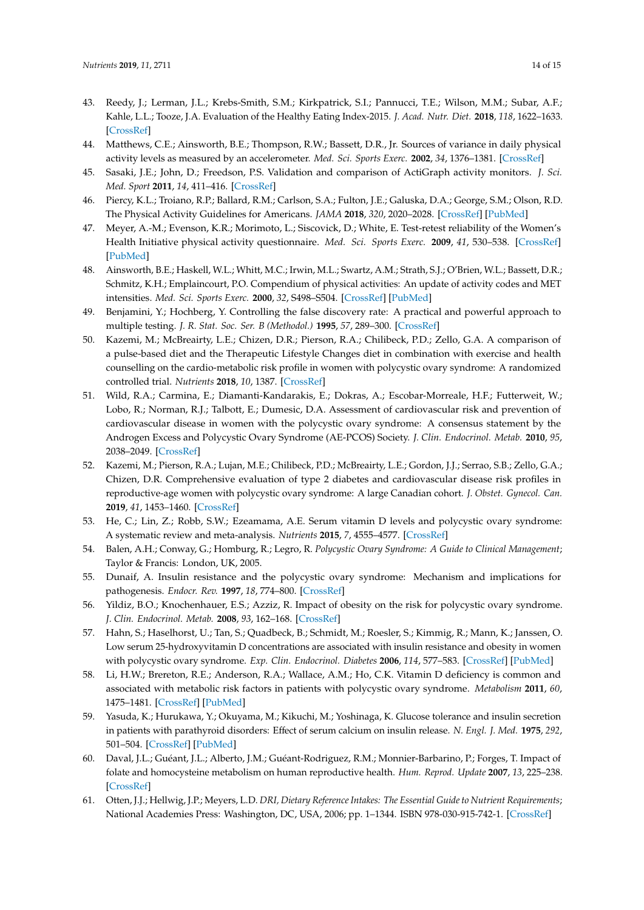43. Reedy, J.; Lerman, J.L.; Krebs-Smith, S.M.; Kirkpatrick, S.I.; Pannucci, T.E.; Wilson, M.M.; Subar, A.F.; Kahle, L.L.; Tooze, J.A. Evaluation of the Healthy Eating Index-2015. *J. Acad. Nutr. Diet.* **2018**, *118*, 1622–1633. [CrossRef]
44. Matthews, C.E.; Ainsworth, B.E.; Thompson, R.W.; Bassett, D.R., Jr. Sources of variance in daily physical activity levels as measured by an accelerometer. *Med. Sci. Sports Exerc.* **2002**, *34*, 1376–1381. [CrossRef]
45. Sasaki, J.E.; John, D.; Freedson, P.S. Validation and comparison of ActiGraph activity monitors. *J. Sci. Med. Sport* **2011**, *14*, 411–416. [CrossRef]
46. Piercy, K.L.; Troiano, R.P.; Ballard, R.M.; Carlson, S.A.; Fulton, J.E.; Galuska, D.A.; George, S.M.; Olson, R.D. The Physical Activity Guidelines for Americans. *JAMA* **2018**, *320*, 2020–2028. [CrossRef] [PubMed]
47. Meyer, A.-M.; Evenson, K.R.; Morimoto, L.; Siscovick, D.; White, E. Test-retest reliability of the Women's Health Initiative physical activity questionnaire. *Med. Sci. Sports Exerc.* **2009**, *41*, 530–538. [CrossRef] [PubMed]
48. Ainsworth, B.E.; Haskell, W.L.; Whitt, M.C.; Irwin, M.L.; Swartz, A.M.; Strath, S.J.; O'Brien, W.L.; Bassett, D.R.; Schmitz, K.H.; Emplaincourt, P.O. Compendium of physical activities: An update of activity codes and MET intensities. *Med. Sci. Sports Exerc.* **2000**, *32*, S498–S504. [CrossRef] [PubMed]
49. Benjamini, Y.; Hochberg, Y. Controlling the false discovery rate: A practical and powerful approach to multiple testing. *J. R. Stat. Soc. Ser. B (Methodol.)* **1995**, *57*, 289–300. [CrossRef]
50. Kazemi, M.; McBreairty, L.E.; Chizen, D.R.; Pierson, R.A.; Chilibeck, P.D.; Zello, G.A. A comparison of a pulse-based diet and the Therapeutic Lifestyle Changes diet in combination with exercise and health counselling on the cardio-metabolic risk profile in women with polycystic ovary syndrome: A randomized controlled trial. *Nutrients* **2018**, *10*, 1387. [CrossRef]
51. Wild, R.A.; Carmina, E.; Diamanti-Kandarakis, E.; Dokras, A.; Escobar-Morreale, H.F.; Futterweit, W.; Lobo, R.; Norman, R.J.; Talbott, E.; Dumesic, D.A. Assessment of cardiovascular risk and prevention of cardiovascular disease in women with the polycystic ovary syndrome: A consensus statement by the Androgen Excess and Polycystic Ovary Syndrome (AE-PCOS) Society. *J. Clin. Endocrinol. Metab.* **2010**, *95*, 2038–2049. [CrossRef]
52. Kazemi, M.; Pierson, R.A.; Lujan, M.E.; Chilibeck, P.D.; McBreairty, L.E.; Gordon, J.J.; Serrao, S.B.; Zello, G.A.; Chizen, D.R. Comprehensive evaluation of type 2 diabetes and cardiovascular disease risk profiles in reproductive-age women with polycystic ovary syndrome: A large Canadian cohort. *J. Obstet. Gynecol. Can.* **2019**, *41*, 1453–1460. [CrossRef]
53. He, C.; Lin, Z.; Robb, S.W.; Ezeamama, A.E. Serum vitamin D levels and polycystic ovary syndrome: A systematic review and meta-analysis. *Nutrients* **2015**, *7*, 4555–4577. [CrossRef]
54. Balen, A.H.; Conway, G.; Homburg, R.; Legro, R. *Polycystic Ovary Syndrome: A Guide to Clinical Management*; Taylor & Francis: London, UK, 2005.
55. Dunaif, A. Insulin resistance and the polycystic ovary syndrome: Mechanism and implications for pathogenesis. *Endocr. Rev.* **1997**, *18*, 774–800. [CrossRef]
56. Yildiz, B.O.; Knochenhauer, E.S.; Azziz, R. Impact of obesity on the risk for polycystic ovary syndrome. *J. Clin. Endocrinol. Metab.* **2008**, *93*, 162–168. [CrossRef]
57. Hahn, S.; Haselhorst, U.; Tan, S.; Quadbeck, B.; Schmidt, M.; Roesler, S.; Kimmig, R.; Mann, K.; Janssen, O. Low serum 25-hydroxyvitamin D concentrations are associated with insulin resistance and obesity in women with polycystic ovary syndrome. *Exp. Clin. Endocrinol. Diabetes* **2006**, *114*, 577–583. [CrossRef] [PubMed]
58. Li, H.W.; Brereton, R.E.; Anderson, R.A.; Wallace, A.M.; Ho, C.K. Vitamin D deficiency is common and associated with metabolic risk factors in patients with polycystic ovary syndrome. *Metabolism* **2011**, *60*, 1475–1481. [CrossRef] [PubMed]
59. Yasuda, K.; Hurukawa, Y.; Okuyama, M.; Kikuchi, M.; Yoshinaga, K. Glucose tolerance and insulin secretion in patients with parathyroid disorders: Effect of serum calcium on insulin release. *N. Engl. J. Med.* **1975**, *292*, 501–504. [CrossRef] [PubMed]
60. Daval, J.L.; Guéant, J.L.; Alberto, J.M.; Guéant-Rodriguez, R.M.; Monnier-Barbarino, P.; Forges, T. Impact of folate and homocysteine metabolism on human reproductive health. *Hum. Reprod. Update* **2007**, *13*, 225–238. [CrossRef]
61. Otten, J.J.; Hellwig, J.P.; Meyers, L.D. *DRI, Dietary Reference Intakes: The Essential Guide to Nutrient Requirements*; National Academies Press: Washington, DC, USA, 2006; pp. 1–1344. ISBN 978-030-915-742-1. [CrossRef]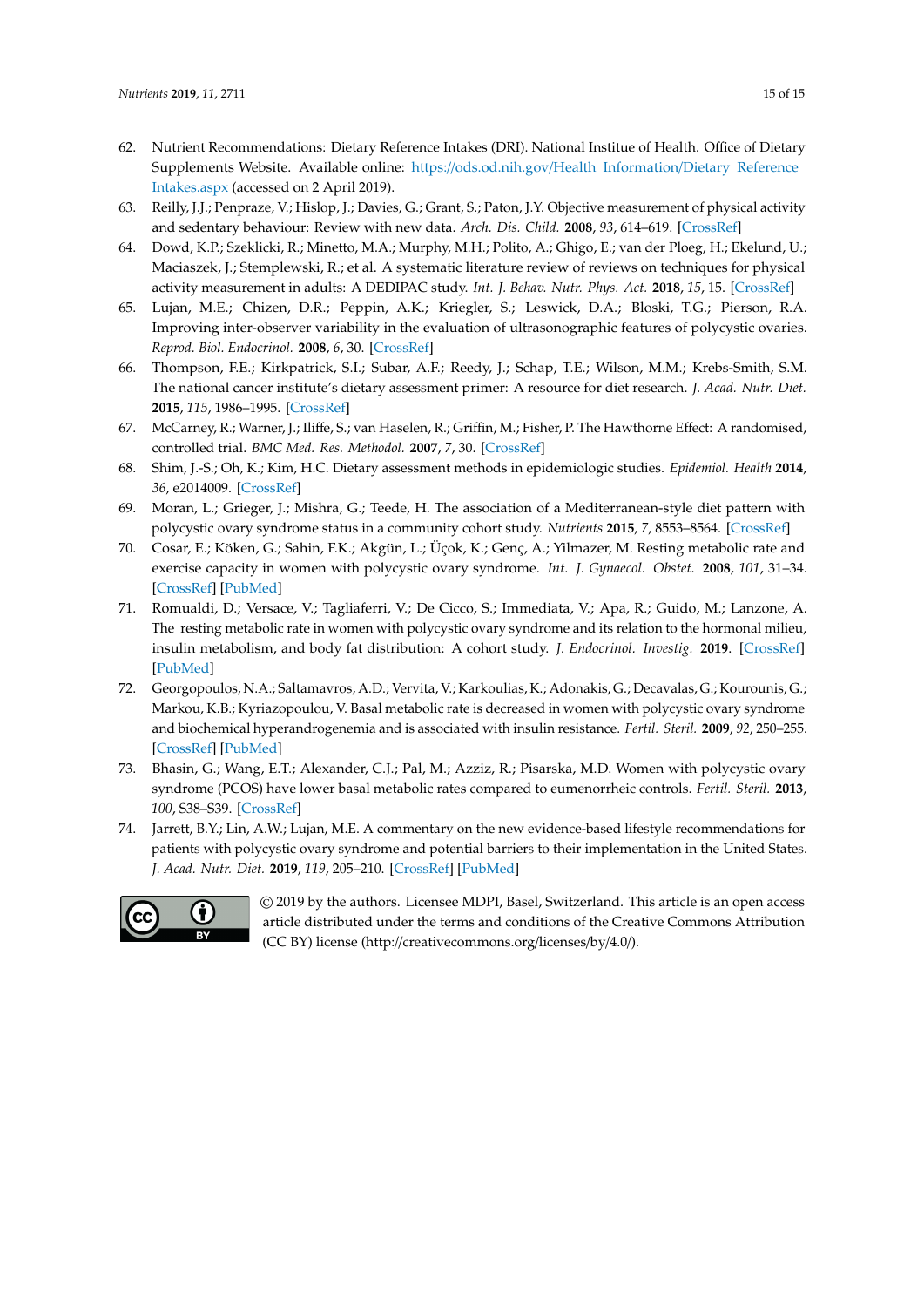62. Nutrient Recommendations: Dietary Reference Intakes (DRI). National Institue of Health. Office of Dietary Supplements Website. Available online: https://ods.od.nih.gov/Health_Information/Dietary_Reference_Intakes.aspx (accessed on 2 April 2019).
63. Reilly, J.J.; Penpraze, V.; Hislop, J.; Davies, G.; Grant, S.; Paton, J.Y. Objective measurement of physical activity and sedentary behaviour: Review with new data. *Arch. Dis. Child.* **2008**, *93*, 614–619. [CrossRef]
64. Dowd, K.P.; Szeklicki, R.; Minetto, M.A.; Murphy, M.H.; Polito, A.; Ghigo, E.; van der Ploeg, H.; Ekelund, U.; Maciaszek, J.; Stemplewski, R.; et al. A systematic literature review of reviews on techniques for physical activity measurement in adults: A DEDIPAC study. *Int. J. Behav. Nutr. Phys. Act.* **2018**, *15*, 15. [CrossRef]
65. Lujan, M.E.; Chizen, D.R.; Peppin, A.K.; Kriegler, S.; Leswick, D.A.; Bloski, T.G.; Pierson, R.A. Improving inter-observer variability in the evaluation of ultrasonographic features of polycystic ovaries. *Reprod. Biol. Endocrinol.* **2008**, *6*, 30. [CrossRef]
66. Thompson, F.E.; Kirkpatrick, S.I.; Subar, A.F.; Reedy, J.; Schap, T.E.; Wilson, M.M.; Krebs-Smith, S.M. The national cancer institute's dietary assessment primer: A resource for diet research. *J. Acad. Nutr. Diet.* **2015**, *115*, 1986–1995. [CrossRef]
67. McCarney, R.; Warner, J.; Iliffe, S.; van Haselen, R.; Griffin, M.; Fisher, P. The Hawthorne Effect: A randomised, controlled trial. *BMC Med. Res. Methodol.* **2007**, *7*, 30. [CrossRef]
68. Shim, J.-S.; Oh, K.; Kim, H.C. Dietary assessment methods in epidemiologic studies. *Epidemiol. Health* **2014**, *36*, e2014009. [CrossRef]
69. Moran, L.; Grieger, J.; Mishra, G.; Teede, H. The association of a Mediterranean-style diet pattern with polycystic ovary syndrome status in a community cohort study. *Nutrients* **2015**, *7*, 8553–8564. [CrossRef]
70. Cosar, E.; Köken, G.; Sahin, F.K.; Akgün, L.; Üçok, K.; Genç, A.; Yilmazer, M. Resting metabolic rate and exercise capacity in women with polycystic ovary syndrome. *Int. J. Gynaecol. Obstet.* **2008**, *101*, 31–34. [CrossRef] [PubMed]
71. Romualdi, D.; Versace, V.; Tagliaferri, V.; De Cicco, S.; Immediata, V.; Apa, R.; Guido, M.; Lanzone, A. The resting metabolic rate in women with polycystic ovary syndrome and its relation to the hormonal milieu, insulin metabolism, and body fat distribution: A cohort study. *J. Endocrinol. Investig.* **2019**. [CrossRef] [PubMed]
72. Georgopoulos, N.A.; Saltamavros, A.D.; Vervita, V.; Karkoulias, K.; Adonakis, G.; Decavalas, G.; Kourounis, G.; Markou, K.B.; Kyriazopoulou, V. Basal metabolic rate is decreased in women with polycystic ovary syndrome and biochemical hyperandrogenemia and is associated with insulin resistance. *Fertil. Steril.* **2009**, *92*, 250–255. [CrossRef] [PubMed]
73. Bhasin, G.; Wang, E.T.; Alexander, C.J.; Pal, M.; Azziz, R.; Pisarska, M.D. Women with polycystic ovary syndrome (PCOS) have lower basal metabolic rates compared to eumenorrheic controls. *Fertil. Steril.* **2013**, *100*, S38–S39. [CrossRef]
74. Jarrett, B.Y.; Lin, A.W.; Lujan, M.E. A commentary on the new evidence-based lifestyle recommendations for patients with polycystic ovary syndrome and potential barriers to their implementation in the United States. *J. Acad. Nutr. Diet.* **2019**, *119*, 205–210. [CrossRef] [PubMed]

© 2019 by the authors. Licensee MDPI, Basel, Switzerland. This article is an open access article distributed under the terms and conditions of the Creative Commons Attribution (CC BY) license (http://creativecommons.org/licenses/by/4.0/).